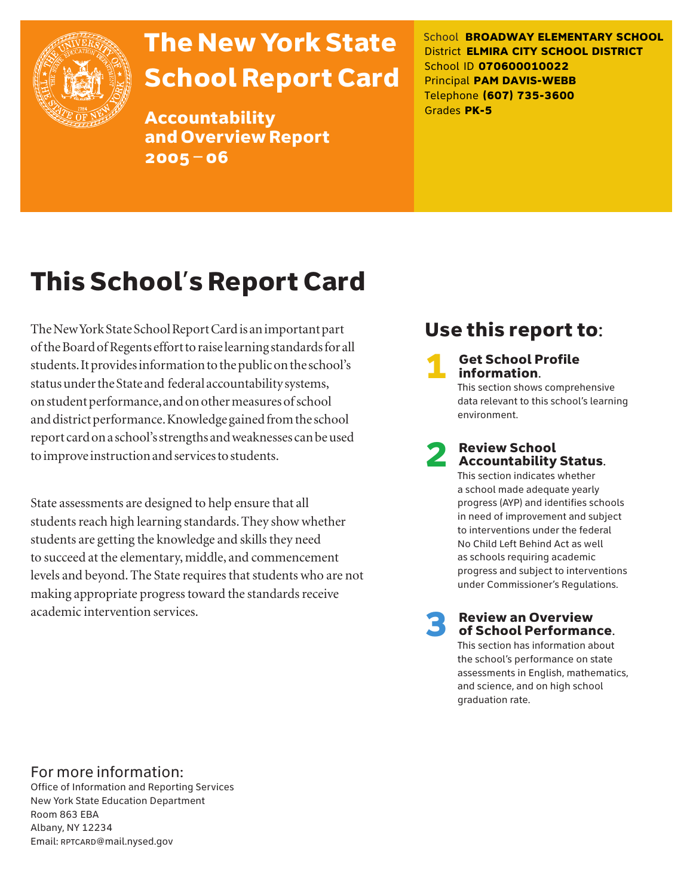# The New York State School Report Card

**Accountability and Overview Report 2005 – 06**

School **BROADWAY ELEMENTARY SCHOOL**
District **ELMIRA CITY SCHOOL DISTRICT**
School ID **070600010022**
Principal **PAM DAVIS-WEBB**
Telephone **(607) 735-3600**
Grades **PK-5**

## This School's Report Card

The New York State School Report Card is an important part of the Board of Regents effort to raise learning standards for all students. It provides information to the public on the school's status under the State and federal accountability systems, on student performance, and on other measures of school and district performance. Knowledge gained from the school report card on a school's strengths and weaknesses can be used to improve instruction and services to students.

State assessments are designed to help ensure that all students reach high learning standards. They show whether students are getting the knowledge and skills they need to succeed at the elementary, middle, and commencement levels and beyond. The State requires that students who are not making appropriate progress toward the standards receive academic intervention services.

## Use this report to:

**1 Get School Profile information.**
This section shows comprehensive data relevant to this school's learning environment.

**2 Review School Accountability Status.**
This section indicates whether a school made adequate yearly progress (AYP) and identifies schools in need of improvement and subject to interventions under the federal No Child Left Behind Act as well as schools requiring academic progress and subject to interventions under Commissioner's Regulations.

**3 Review an Overview of School Performance.**
This section has information about the school's performance on state assessments in English, mathematics, and science, and on high school graduation rate.

For more information:
Office of Information and Reporting Services
New York State Education Department
Room 863 EBA
Albany, NY 12234
Email: RPTCARD@mail.nysed.gov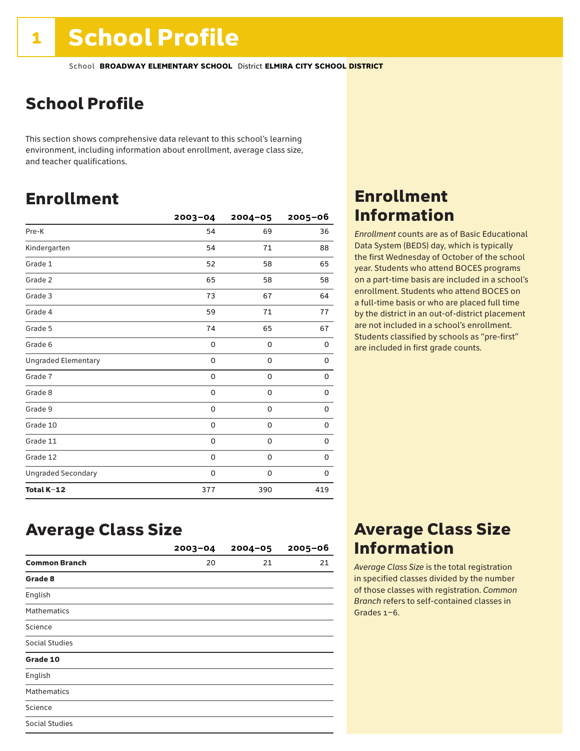# 1 School Profile

School **BROADWAY ELEMENTARY SCHOOL** District **ELMIRA CITY SCHOOL DISTRICT**

## School Profile

This section shows comprehensive data relevant to this school's learning environment, including information about enrollment, average class size, and teacher qualifications.

## Enrollment

| | 2003–04 | 2004–05 | 2005–06 |
|---|---|---|---|
| Pre-K | 54 | 69 | 36 |
| Kindergarten | 54 | 71 | 88 |
| Grade 1 | 52 | 58 | 65 |
| Grade 2 | 65 | 58 | 58 |
| Grade 3 | 73 | 67 | 64 |
| Grade 4 | 59 | 71 | 77 |
| Grade 5 | 74 | 65 | 67 |
| Grade 6 | 0 | 0 | 0 |
| Ungraded Elementary | 0 | 0 | 0 |
| Grade 7 | 0 | 0 | 0 |
| Grade 8 | 0 | 0 | 0 |
| Grade 9 | 0 | 0 | 0 |
| Grade 10 | 0 | 0 | 0 |
| Grade 11 | 0 | 0 | 0 |
| Grade 12 | 0 | 0 | 0 |
| Ungraded Secondary | 0 | 0 | 0 |
| **Total K–12** | 377 | 390 | 419 |

## Enrollment Information

*Enrollment* counts are as of Basic Educational Data System (BEDS) day, which is typically the first Wednesday of October of the school year. Students who attend BOCES programs on a part-time basis are included in a school's enrollment. Students who attend BOCES on a full-time basis or who are placed full time by the district in an out-of-district placement are not included in a school's enrollment. Students classified by schools as "pre-first" are included in first grade counts.

## Average Class Size

| | 2003–04 | 2004–05 | 2005–06 |
|---|---|---|---|
| **Common Branch** | 20 | 21 | 21 |
| **Grade 8** | | | |
| English | | | |
| Mathematics | | | |
| Science | | | |
| Social Studies | | | |
| **Grade 10** | | | |
| English | | | |
| Mathematics | | | |
| Science | | | |
| Social Studies | | | |

## Average Class Size Information

*Average Class Size* is the total registration in specified classes divided by the number of those classes with registration. *Common Branch* refers to self-contained classes in Grades 1–6.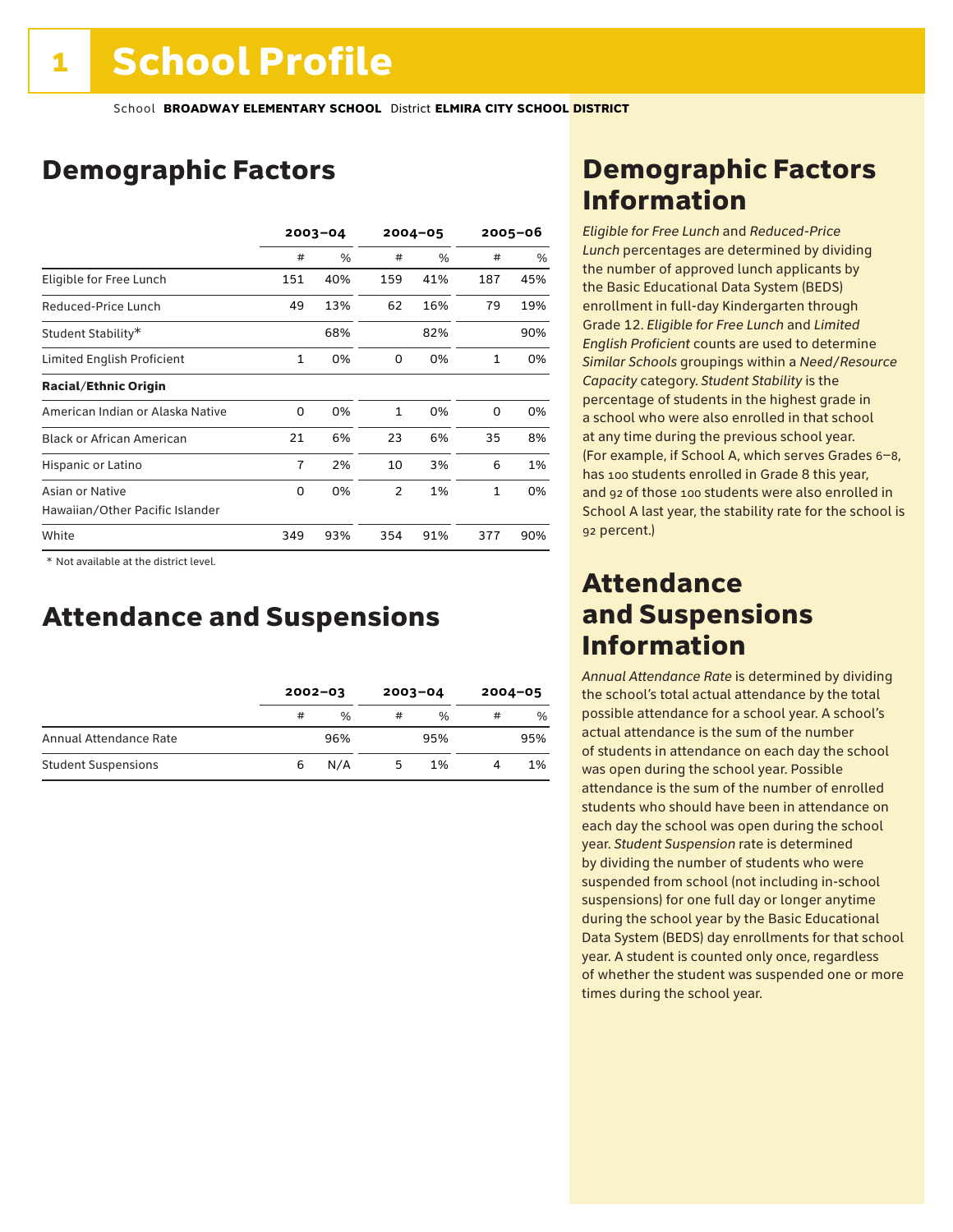# 1 School Profile

School **BROADWAY ELEMENTARY SCHOOL** District **ELMIRA CITY SCHOOL DISTRICT**

## Demographic Factors

| | 2003–04 | | 2004–05 | | 2005–06 | |
|---|---|---|---|---|---|---|
| | # | % | # | % | # | % |
| Eligible for Free Lunch | 151 | 40% | 159 | 41% | 187 | 45% |
| Reduced-Price Lunch | 49 | 13% | 62 | 16% | 79 | 19% |
| Student Stability* | | 68% | | 82% | | 90% |
| Limited English Proficient | 1 | 0% | 0 | 0% | 1 | 0% |
| **Racial/Ethnic Origin** | | | | | | |
| American Indian or Alaska Native | 0 | 0% | 1 | 0% | 0 | 0% |
| Black or African American | 21 | 6% | 23 | 6% | 35 | 8% |
| Hispanic or Latino | 7 | 2% | 10 | 3% | 6 | 1% |
| Asian or Native Hawaiian/Other Pacific Islander | 0 | 0% | 2 | 1% | 1 | 0% |
| White | 349 | 93% | 354 | 91% | 377 | 90% |

\* Not available at the district level.

## Attendance and Suspensions

| | 2002–03 | | 2003–04 | | 2004–05 | |
|---|---|---|---|---|---|---|
| | # | % | # | % | # | % |
| Annual Attendance Rate | | 96% | | 95% | | 95% |
| Student Suspensions | 6 | N/A | 5 | 1% | 4 | 1% |

## Demographic Factors Information

*Eligible for Free Lunch* and *Reduced-Price Lunch* percentages are determined by dividing the number of approved lunch applicants by the Basic Educational Data System (BEDS) enrollment in full-day Kindergarten through Grade 12. *Eligible for Free Lunch* and *Limited English Proficient* counts are used to determine *Similar Schools* groupings within a *Need/Resource Capacity* category. *Student Stability* is the percentage of students in the highest grade in a school who were also enrolled in that school at any time during the previous school year. (For example, if School A, which serves Grades 6–8, has 100 students enrolled in Grade 8 this year, and 92 of those 100 students were also enrolled in School A last year, the stability rate for the school is 92 percent.)

## Attendance and Suspensions Information

*Annual Attendance Rate* is determined by dividing the school's total actual attendance by the total possible attendance for a school year. A school's actual attendance is the sum of the number of students in attendance on each day the school was open during the school year. Possible attendance is the sum of the number of enrolled students who should have been in attendance on each day the school was open during the school year. *Student Suspension* rate is determined by dividing the number of students who were suspended from school (not including in-school suspensions) for one full day or longer anytime during the school year by the Basic Educational Data System (BEDS) day enrollments for that school year. A student is counted only once, regardless of whether the student was suspended one or more times during the school year.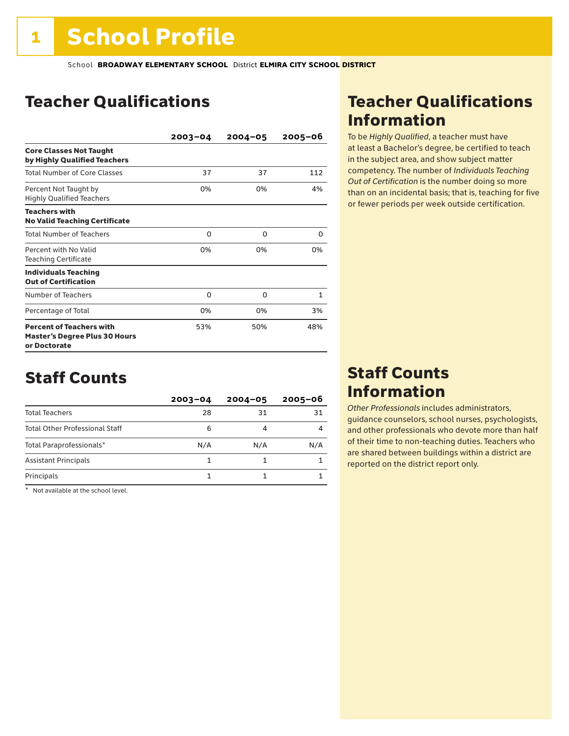# 1 School Profile

School **BROADWAY ELEMENTARY SCHOOL** District **ELMIRA CITY SCHOOL DISTRICT**

## Teacher Qualifications

| | 2003–04 | 2004–05 | 2005–06 |
|---|---|---|---|
| **Core Classes Not Taught by Highly Qualified Teachers** | | | |
| Total Number of Core Classes | 37 | 37 | 112 |
| Percent Not Taught by Highly Qualified Teachers | 0% | 0% | 4% |
| **Teachers with No Valid Teaching Certificate** | | | |
| Total Number of Teachers | 0 | 0 | 0 |
| Percent with No Valid Teaching Certificate | 0% | 0% | 0% |
| **Individuals Teaching Out of Certification** | | | |
| Number of Teachers | 0 | 0 | 1 |
| Percentage of Total | 0% | 0% | 3% |
| **Percent of Teachers with Master's Degree Plus 30 Hours or Doctorate** | 53% | 50% | 48% |

## Staff Counts

| | 2003–04 | 2004–05 | 2005–06 |
|---|---|---|---|
| Total Teachers | 28 | 31 | 31 |
| Total Other Professional Staff | 6 | 4 | 4 |
| Total Paraprofessionals* | N/A | N/A | N/A |
| Assistant Principals | 1 | 1 | 1 |
| Principals | 1 | 1 | 1 |

\* Not available at the school level.

## Teacher Qualifications Information

To be *Highly Qualified*, a teacher must have at least a Bachelor's degree, be certified to teach in the subject area, and show subject matter competency. The number of *Individuals Teaching Out of Certification* is the number doing so more than on an incidental basis; that is, teaching for five or fewer periods per week outside certification.

## Staff Counts Information

*Other Professionals* includes administrators, guidance counselors, school nurses, psychologists, and other professionals who devote more than half of their time to non-teaching duties. Teachers who are shared between buildings within a district are reported on the district report only.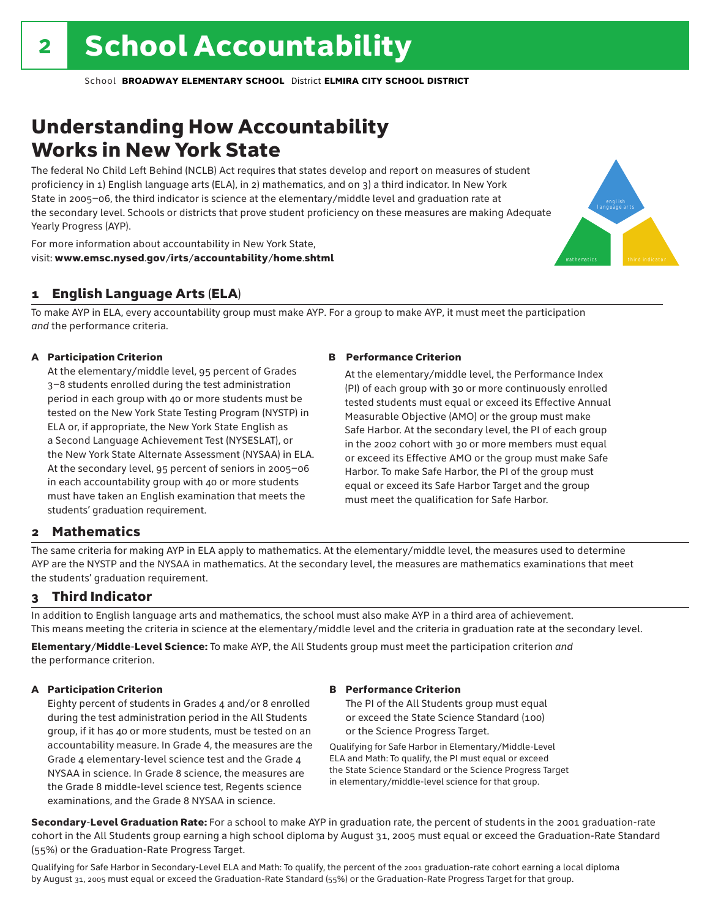# 2 School Accountability

School **BROADWAY ELEMENTARY SCHOOL** District **ELMIRA CITY SCHOOL DISTRICT**

## Understanding How Accountability Works in New York State

The federal No Child Left Behind (NCLB) Act requires that states develop and report on measures of student proficiency in 1) English language arts (ELA), in 2) mathematics, and on 3) a third indicator. In New York State in 2005–06, the third indicator is science at the elementary/middle level and graduation rate at the secondary level. Schools or districts that prove student proficiency on these measures are making Adequate Yearly Progress (AYP).

For more information about accountability in New York State, visit: **www.emsc.nysed.gov/irts/accountability/home.shtml**

english language arts

mathematics

third indicator

### 1 English Language Arts (ELA)

To make AYP in ELA, every accountability group must make AYP. For a group to make AYP, it must meet the participation *and* the performance criteria.

**A Participation Criterion**

At the elementary/middle level, 95 percent of Grades 3–8 students enrolled during the test administration period in each group with 40 or more students must be tested on the New York State Testing Program (NYSTP) in ELA or, if appropriate, the New York State English as a Second Language Achievement Test (NYSESLAT), or the New York State Alternate Assessment (NYSAA) in ELA. At the secondary level, 95 percent of seniors in 2005–06 in each accountability group with 40 or more students must have taken an English examination that meets the students' graduation requirement.

**B Performance Criterion**

At the elementary/middle level, the Performance Index (PI) of each group with 30 or more continuously enrolled tested students must equal or exceed its Effective Annual Measurable Objective (AMO) or the group must make Safe Harbor. At the secondary level, the PI of each group in the 2002 cohort with 30 or more members must equal or exceed its Effective AMO or the group must make Safe Harbor. To make Safe Harbor, the PI of the group must equal or exceed its Safe Harbor Target and the group must meet the qualification for Safe Harbor.

### 2 Mathematics

The same criteria for making AYP in ELA apply to mathematics. At the elementary/middle level, the measures used to determine AYP are the NYSTP and the NYSAA in mathematics. At the secondary level, the measures are mathematics examinations that meet the students' graduation requirement.

### 3 Third Indicator

In addition to English language arts and mathematics, the school must also make AYP in a third area of achievement. This means meeting the criteria in science at the elementary/middle level and the criteria in graduation rate at the secondary level.

**Elementary/Middle-Level Science:** To make AYP, the All Students group must meet the participation criterion *and* the performance criterion.

**A Participation Criterion**

Eighty percent of students in Grades 4 and/or 8 enrolled during the test administration period in the All Students group, if it has 40 or more students, must be tested on an accountability measure. In Grade 4, the measures are the Grade 4 elementary-level science test and the Grade 4 NYSAA in science. In Grade 8 science, the measures are the Grade 8 middle-level science test, Regents science examinations, and the Grade 8 NYSAA in science.

**B Performance Criterion**

The PI of the All Students group must equal or exceed the State Science Standard (100) or the Science Progress Target.

Qualifying for Safe Harbor in Elementary/Middle-Level ELA and Math: To qualify, the PI must equal or exceed the State Science Standard or the Science Progress Target in elementary/middle-level science for that group.

**Secondary-Level Graduation Rate:** For a school to make AYP in graduation rate, the percent of students in the 2001 graduation-rate cohort in the All Students group earning a high school diploma by August 31, 2005 must equal or exceed the Graduation-Rate Standard (55%) or the Graduation-Rate Progress Target.

Qualifying for Safe Harbor in Secondary-Level ELA and Math: To qualify, the percent of the 2001 graduation-rate cohort earning a local diploma by August 31, 2005 must equal or exceed the Graduation-Rate Standard (55%) or the Graduation-Rate Progress Target for that group.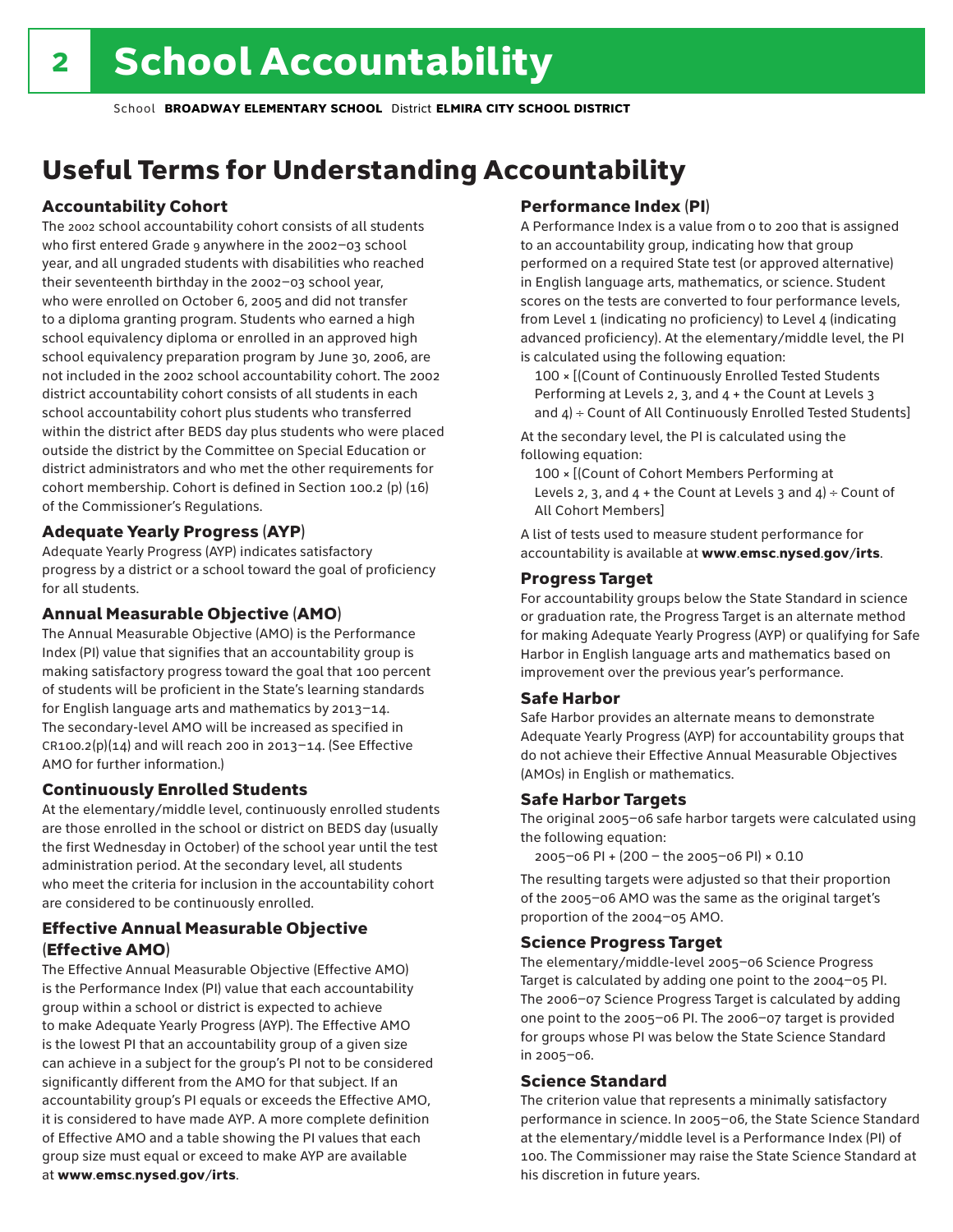# School Accountability

School **BROADWAY ELEMENTARY SCHOOL** District **ELMIRA CITY SCHOOL DISTRICT**

## Useful Terms for Understanding Accountability

### Accountability Cohort

The 2002 school accountability cohort consists of all students who first entered Grade 9 anywhere in the 2002–03 school year, and all ungraded students with disabilities who reached their seventeenth birthday in the 2002–03 school year, who were enrolled on October 6, 2005 and did not transfer to a diploma granting program. Students who earned a high school equivalency diploma or enrolled in an approved high school equivalency preparation program by June 30, 2006, are not included in the 2002 school accountability cohort. The 2002 district accountability cohort consists of all students in each school accountability cohort plus students who transferred within the district after BEDS day plus students who were placed outside the district by the Committee on Special Education or district administrators and who met the other requirements for cohort membership. Cohort is defined in Section 100.2 (p) (16) of the Commissioner's Regulations.

### Adequate Yearly Progress (AYP)

Adequate Yearly Progress (AYP) indicates satisfactory progress by a district or a school toward the goal of proficiency for all students.

### Annual Measurable Objective (AMO)

The Annual Measurable Objective (AMO) is the Performance Index (PI) value that signifies that an accountability group is making satisfactory progress toward the goal that 100 percent of students will be proficient in the State's learning standards for English language arts and mathematics by 2013–14. The secondary-level AMO will be increased as specified in CR100.2(p)(14) and will reach 200 in 2013–14. (See Effective AMO for further information.)

### Continuously Enrolled Students

At the elementary/middle level, continuously enrolled students are those enrolled in the school or district on BEDS day (usually the first Wednesday in October) of the school year until the test administration period. At the secondary level, all students who meet the criteria for inclusion in the accountability cohort are considered to be continuously enrolled.

### Effective Annual Measurable Objective (Effective AMO)

The Effective Annual Measurable Objective (Effective AMO) is the Performance Index (PI) value that each accountability group within a school or district is expected to achieve to make Adequate Yearly Progress (AYP). The Effective AMO is the lowest PI that an accountability group of a given size can achieve in a subject for the group's PI not to be considered significantly different from the AMO for that subject. If an accountability group's PI equals or exceeds the Effective AMO, it is considered to have made AYP. A more complete definition of Effective AMO and a table showing the PI values that each group size must equal or exceed to make AYP are available at **www.emsc.nysed.gov/irts**.

### Performance Index (PI)

A Performance Index is a value from 0 to 200 that is assigned to an accountability group, indicating how that group performed on a required State test (or approved alternative) in English language arts, mathematics, or science. Student scores on the tests are converted to four performance levels, from Level 1 (indicating no proficiency) to Level 4 (indicating advanced proficiency). At the elementary/middle level, the PI is calculated using the following equation:

100 × [(Count of Continuously Enrolled Tested Students Performing at Levels 2, 3, and 4 + the Count at Levels 3 and 4) ÷ Count of All Continuously Enrolled Tested Students]

At the secondary level, the PI is calculated using the following equation:

100 × [(Count of Cohort Members Performing at Levels 2, 3, and 4 + the Count at Levels 3 and 4) ÷ Count of All Cohort Members]

A list of tests used to measure student performance for accountability is available at **www.emsc.nysed.gov/irts**.

### Progress Target

For accountability groups below the State Standard in science or graduation rate, the Progress Target is an alternate method for making Adequate Yearly Progress (AYP) or qualifying for Safe Harbor in English language arts and mathematics based on improvement over the previous year's performance.

### Safe Harbor

Safe Harbor provides an alternate means to demonstrate Adequate Yearly Progress (AYP) for accountability groups that do not achieve their Effective Annual Measurable Objectives (AMOs) in English or mathematics.

### Safe Harbor Targets

The original 2005–06 safe harbor targets were calculated using the following equation:

2005–06 PI + (200 – the 2005–06 PI) × 0.10

The resulting targets were adjusted so that their proportion of the 2005–06 AMO was the same as the original target's proportion of the 2004–05 AMO.

### Science Progress Target

The elementary/middle-level 2005–06 Science Progress Target is calculated by adding one point to the 2004–05 PI. The 2006–07 Science Progress Target is calculated by adding one point to the 2005–06 PI. The 2006–07 target is provided for groups whose PI was below the State Science Standard in 2005–06.

### Science Standard

The criterion value that represents a minimally satisfactory performance in science. In 2005–06, the State Science Standard at the elementary/middle level is a Performance Index (PI) of 100. The Commissioner may raise the State Science Standard at his discretion in future years.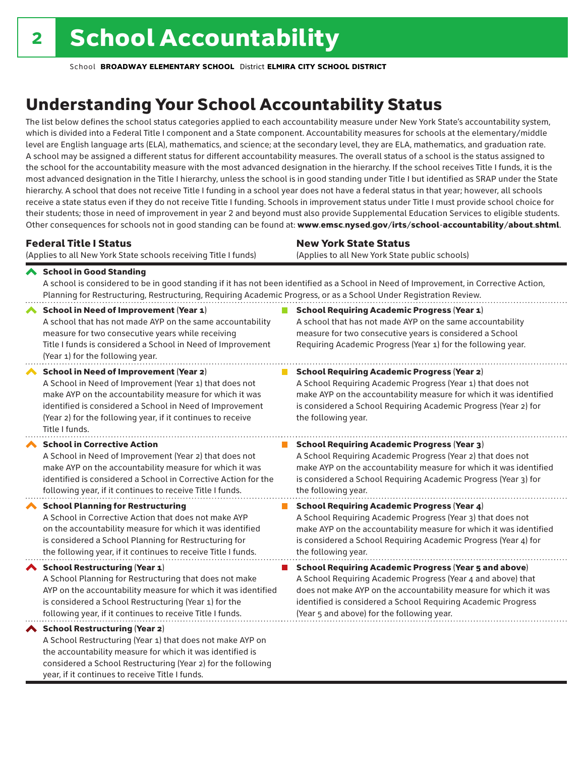# School Accountability

School **BROADWAY ELEMENTARY SCHOOL** District **ELMIRA CITY SCHOOL DISTRICT**

## Understanding Your School Accountability Status

The list below defines the school status categories applied to each accountability measure under New York State's accountability system, which is divided into a Federal Title I component and a State component. Accountability measures for schools at the elementary/middle level are English language arts (ELA), mathematics, and science; at the secondary level, they are ELA, mathematics, and graduation rate. A school may be assigned a different status for different accountability measures. The overall status of a school is the status assigned to the school for the accountability measure with the most advanced designation in the hierarchy. If the school receives Title I funds, it is the most advanced designation in the Title I hierarchy, unless the school is in good standing under Title I but identified as SRAP under the State hierarchy. A school that does not receive Title I funding in a school year does not have a federal status in that year; however, all schools receive a state status even if they do not receive Title I funding. Schools in improvement status under Title I must provide school choice for their students; those in need of improvement in year 2 and beyond must also provide Supplemental Education Services to eligible students. Other consequences for schools not in good standing can be found at: **www.emsc.nysed.gov/irts/school-accountability/about.shtml**.

| **Federal Title I Status** (Applies to all New York State schools receiving Title I funds) | **New York State Status** (Applies to all New York State public schools) |
|---|---|
| **School in Good Standing** A school is considered to be in good standing if it has not been identified as a School in Need of Improvement, in Corrective Action, Planning for Restructuring, Restructuring, Requiring Academic Progress, or as a School Under Registration Review. | |
| **School in Need of Improvement (Year 1)** A school that has not made AYP on the same accountability measure for two consecutive years while receiving Title I funds is considered a School in Need of Improvement (Year 1) for the following year. | **School Requiring Academic Progress (Year 1)** A school that has not made AYP on the same accountability measure for two consecutive years is considered a School Requiring Academic Progress (Year 1) for the following year. |
| **School in Need of Improvement (Year 2)** A School in Need of Improvement (Year 1) that does not make AYP on the accountability measure for which it was identified is considered a School in Need of Improvement (Year 2) for the following year, if it continues to receive Title I funds. | **School Requiring Academic Progress (Year 2)** A School Requiring Academic Progress (Year 1) that does not make AYP on the accountability measure for which it was identified is considered a School Requiring Academic Progress (Year 2) for the following year. |
| **School in Corrective Action** A School in Need of Improvement (Year 2) that does not make AYP on the accountability measure for which it was identified is considered a School in Corrective Action for the following year, if it continues to receive Title I funds. | **School Requiring Academic Progress (Year 3)** A School Requiring Academic Progress (Year 2) that does not make AYP on the accountability measure for which it was identified is considered a School Requiring Academic Progress (Year 3) for the following year. |
| **School Planning for Restructuring** A School in Corrective Action that does not make AYP on the accountability measure for which it was identified is considered a School Planning for Restructuring for the following year, if it continues to receive Title I funds. | **School Requiring Academic Progress (Year 4)** A School Requiring Academic Progress (Year 3) that does not make AYP on the accountability measure for which it was identified is considered a School Requiring Academic Progress (Year 4) for the following year. |
| **School Restructuring (Year 1)** A School Planning for Restructuring that does not make AYP on the accountability measure for which it was identified is considered a School Restructuring (Year 1) for the following year, if it continues to receive Title I funds. | **School Requiring Academic Progress (Year 5 and above)** A School Requiring Academic Progress (Year 4 and above) that does not make AYP on the accountability measure for which it was identified is considered a School Requiring Academic Progress (Year 5 and above) for the following year. |
| **School Restructuring (Year 2)** A School Restructuring (Year 1) that does not make AYP on the accountability measure for which it was identified is considered a School Restructuring (Year 2) for the following year, if it continues to receive Title I funds. | |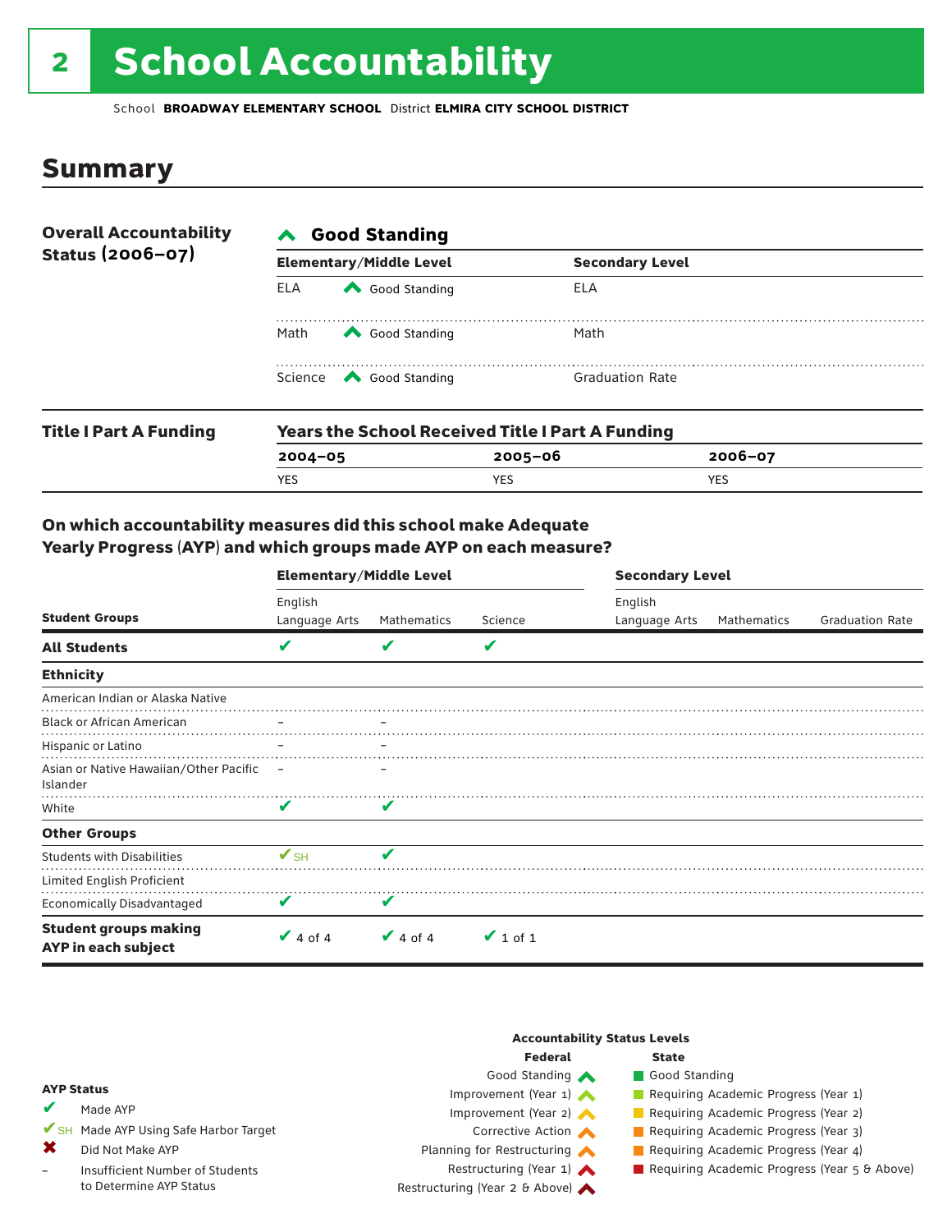# 2 School Accountability

School **BROADWAY ELEMENTARY SCHOOL** District **ELMIRA CITY SCHOOL DISTRICT**

## Summary

**Overall Accountability Status (2006–07)**

**Good Standing**

| Elementary/Middle Level | | Secondary Level | |
|---|---|---|---|
| ELA | Good Standing | ELA | |
| Math | Good Standing | Math | |
| Science | Good Standing | Graduation Rate | |

**Title I Part A Funding**

**Years the School Received Title I Part A Funding**

| 2004–05 | 2005–06 | 2006–07 |
|---|---|---|
| YES | YES | YES |

### On which accountability measures did this school make Adequate Yearly Progress (AYP) and which groups made AYP on each measure?

| Student Groups | Elementary/Middle Level English Language Arts | Elementary/Middle Level Mathematics | Elementary/Middle Level Science | Secondary Level English Language Arts | Secondary Level Mathematics | Secondary Level Graduation Rate |
|---|---|---|---|---|---|---|
| **All Students** | ✔ | ✔ | ✔ | | | |
| **Ethnicity** | | | | | | |
| American Indian or Alaska Native | | | | | | |
| Black or African American | – | – | | | | |
| Hispanic or Latino | – | – | | | | |
| Asian or Native Hawaiian/Other Pacific Islander | – | – | | | | |
| White | ✔ | ✔ | | | | |
| **Other Groups** | | | | | | |
| Students with Disabilities | ✔SH | ✔ | | | | |
| Limited English Proficient | | | | | | |
| Economically Disadvantaged | ✔ | ✔ | | | | |
| **Student groups making AYP in each subject** | ✔ 4 of 4 | ✔ 4 of 4 | ✔ 1 of 1 | | | |

**AYP Status**

- ✔ Made AYP
- ✔SH Made AYP Using Safe Harbor Target
- ✖ Did Not Make AYP
- – Insufficient Number of Students to Determine AYP Status

**Accountability Status Levels**

| Federal | State |
|---|---|
| Good Standing | Good Standing |
| Improvement (Year 1) | Requiring Academic Progress (Year 1) |
| Improvement (Year 2) | Requiring Academic Progress (Year 2) |
| Corrective Action | Requiring Academic Progress (Year 3) |
| Planning for Restructuring | Requiring Academic Progress (Year 4) |
| Restructuring (Year 1) | Requiring Academic Progress (Year 5 & Above) |
| Restructuring (Year 2 & Above) | |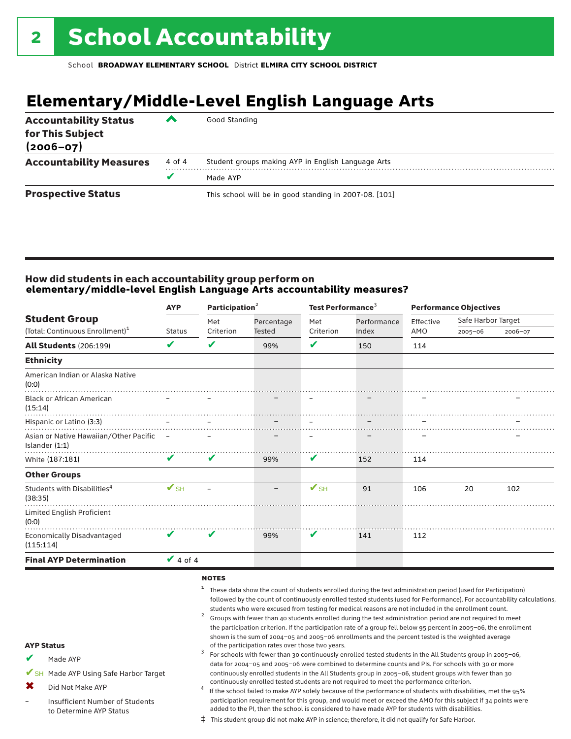# 2 School Accountability

School **BROADWAY ELEMENTARY SCHOOL** District **ELMIRA CITY SCHOOL DISTRICT**

## Elementary/Middle-Level English Language Arts

| | | |
|---|---|---|
| **Accountability Status for This Subject (2006–07)** | ^ | Good Standing |
| **Accountability Measures** | 4 of 4 | Student groups making AYP in English Language Arts |
| | ✔ | Made AYP |
| **Prospective Status** | | This school will be in good standing in 2007-08. [101] |

### How did students in each accountability group perform on elementary/middle-level English Language Arts accountability measures?

| Student Group (Total: Continuous Enrollment)[1] | AYP Status | Participation[2] Met Criterion | Participation[2] Percentage Tested | Test Performance[3] Met Criterion | Test Performance[3] Performance Index | Performance Objectives Effective AMO | Safe Harbor Target 2005–06 | Safe Harbor Target 2006–07 |
|---|---|---|---|---|---|---|---|---|
| **All Students** (206:199) | ✔ | ✔ | 99% | ✔ | 150 | 114 | | |
| **Ethnicity** | | | | | | | | |
| American Indian or Alaska Native (0:0) | | | | | | | | |
| Black or African American (15:14) | – | – | – | – | – | – | | – |
| Hispanic or Latino (3:3) | – | – | – | – | – | – | | – |
| Asian or Native Hawaiian/Other Pacific Islander (1:1) | – | – | – | – | – | – | | – |
| White (187:181) | ✔ | ✔ | 99% | ✔ | 152 | 114 | | |
| **Other Groups** | | | | | | | | |
| Students with Disabilities[4] (38:35) | ✔SH | – | – | ✔SH | 91 | 106 | 20 | 102 |
| Limited English Proficient (0:0) | | | | | | | | |
| Economically Disadvantaged (115:114) | ✔ | ✔ | 99% | ✔ | 141 | 112 | | |
| **Final AYP Determination** | ✔ 4 of 4 | | | | | | | |

**AYP Status**

- ✔ Made AYP
- ✔SH Made AYP Using Safe Harbor Target
- ✖ Did Not Make AYP
- – Insufficient Number of Students to Determine AYP Status

**NOTES**

1. These data show the count of students enrolled during the test administration period (used for Participation) followed by the count of continuously enrolled tested students (used for Performance). For accountability calculations, students who were excused from testing for medical reasons are not included in the enrollment count.
2. Groups with fewer than 40 students enrolled during the test administration period are not required to meet the participation criterion. If the participation rate of a group fell below 95 percent in 2005–06, the enrollment shown is the sum of 2004–05 and 2005–06 enrollments and the percent tested is the weighted average of the participation rates over those two years.
3. For schools with fewer than 30 continuously enrolled tested students in the All Students group in 2005–06, data for 2004–05 and 2005–06 were combined to determine counts and PIs. For schools with 30 or more continuously enrolled students in the All Students group in 2005–06, student groups with fewer than 30 continuously enrolled tested students are not required to meet the performance criterion.
4. If the school failed to make AYP solely because of the performance of students with disabilities, met the 95% participation requirement for this group, and would meet or exceed the AMO for this subject if 34 points were added to the PI, then the school is considered to have made AYP for students with disabilities.

‡ This student group did not make AYP in science; therefore, it did not qualify for Safe Harbor.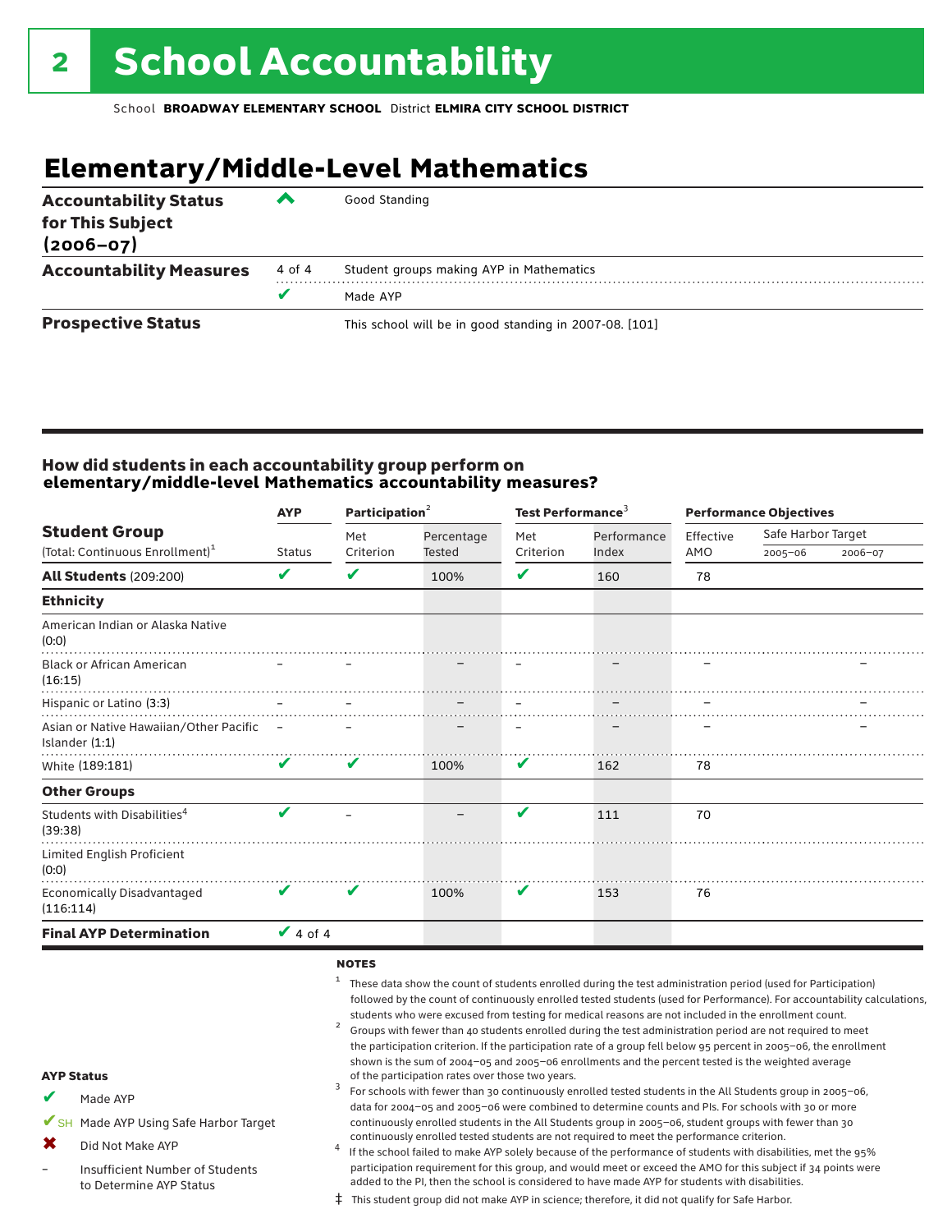# 2 School Accountability

School **BROADWAY ELEMENTARY SCHOOL** District **ELMIRA CITY SCHOOL DISTRICT**

## Elementary/Middle-Level Mathematics

| | | |
|---|---|---|
| **Accountability Status for This Subject (2006–07)** | ^ | Good Standing |
| **Accountability Measures** | 4 of 4 | Student groups making AYP in Mathematics |
| | ✔ | Made AYP |
| **Prospective Status** | | This school will be in good standing in 2007-08. [101] |

### How did students in each accountability group perform on elementary/middle-level Mathematics accountability measures?

| Student Group (Total: Continuous Enrollment)[1] | AYP Status | Participation[2] Met Criterion | Percentage Tested | Test Performance[3] Met Criterion | Performance Index | Performance Objectives Effective AMO | Safe Harbor Target 2005–06 | Safe Harbor Target 2006–07 |
|---|---|---|---|---|---|---|---|---|
| **All Students** (209:200) | ✔ | ✔ | 100% | ✔ | 160 | 78 | | |
| **Ethnicity** | | | | | | | | |
| American Indian or Alaska Native (0:0) | | | | | | | | |
| Black or African American (16:15) | – | – | – | – | – | – | | – |
| Hispanic or Latino (3:3) | – | – | – | – | – | – | | – |
| Asian or Native Hawaiian/Other Pacific Islander (1:1) | – | – | – | – | – | – | | – |
| White (189:181) | ✔ | ✔ | 100% | ✔ | 162 | 78 | | |
| **Other Groups** | | | | | | | | |
| Students with Disabilities[4] (39:38) | ✔ | – | – | ✔ | 111 | 70 | | |
| Limited English Proficient (0:0) | | | | | | | | |
| Economically Disadvantaged (116:114) | ✔ | ✔ | 100% | ✔ | 153 | 76 | | |
| **Final AYP Determination** | ✔ 4 of 4 | | | | | | | |

**NOTES**

1. These data show the count of students enrolled during the test administration period (used for Participation) followed by the count of continuously enrolled tested students (used for Performance). For accountability calculations, students who were excused from testing for medical reasons are not included in the enrollment count.
2. Groups with fewer than 40 students enrolled during the test administration period are not required to meet the participation criterion. If the participation rate of a group fell below 95 percent in 2005–06, the enrollment shown is the sum of 2004–05 and 2005–06 enrollments and the percent tested is the weighted average of the participation rates over those two years.
3. For schools with fewer than 30 continuously enrolled tested students in the All Students group in 2005–06, data for 2004–05 and 2005–06 were combined to determine counts and PIs. For schools with 30 or more continuously enrolled students in the All Students group in 2005–06, student groups with fewer than 30 continuously enrolled tested students are not required to meet the performance criterion.
4. If the school failed to make AYP solely because of the performance of students with disabilities, met the 95% participation requirement for this group, and would meet or exceed the AMO for this subject if 34 points were added to the PI, then the school is considered to have made AYP for students with disabilities.

‡ This student group did not make AYP in science; therefore, it did not qualify for Safe Harbor.

**AYP Status**

- ✔ Made AYP
- ✔SH Made AYP Using Safe Harbor Target
- ✖ Did Not Make AYP
- – Insufficient Number of Students to Determine AYP Status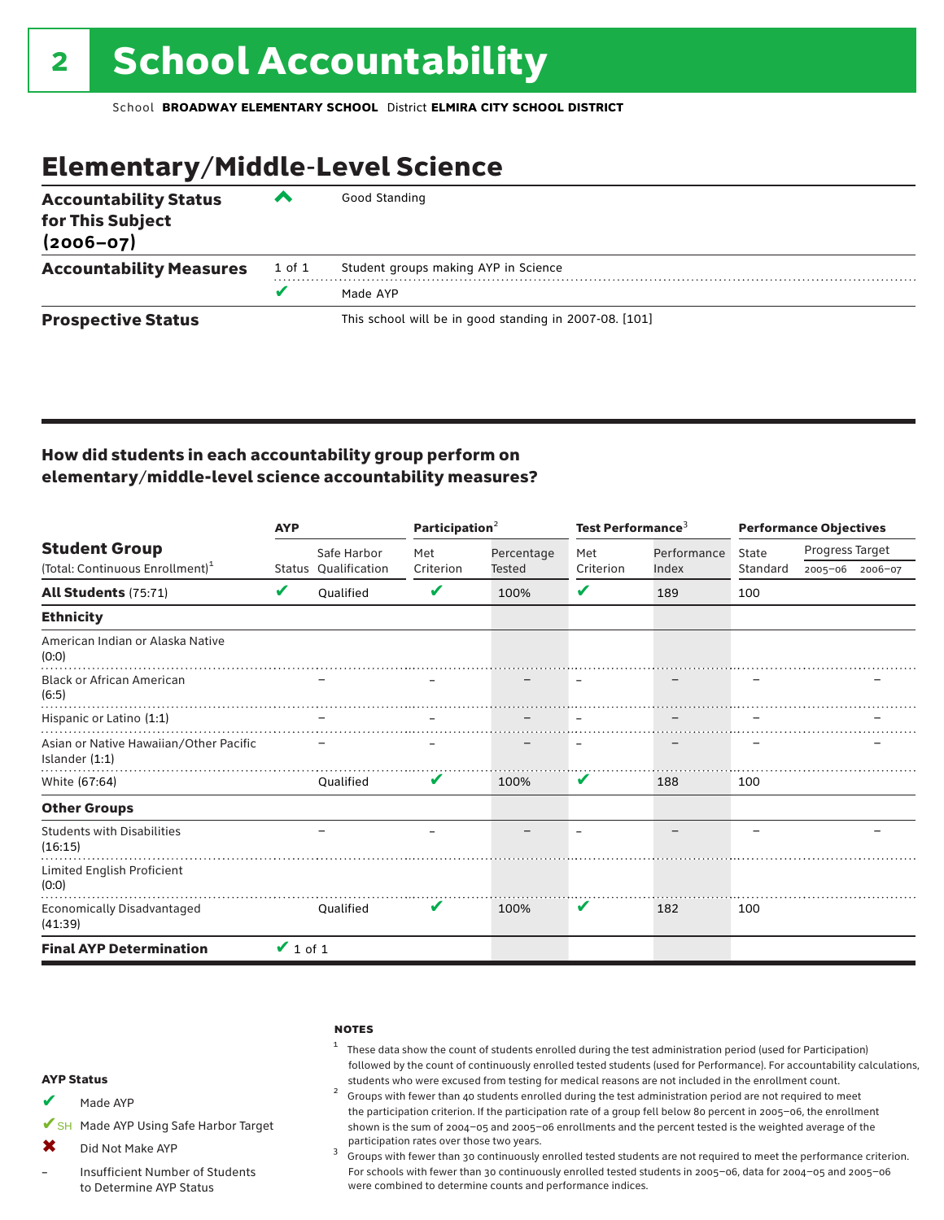# 2 School Accountability

School **BROADWAY ELEMENTARY SCHOOL** District **ELMIRA CITY SCHOOL DISTRICT**

## Elementary/Middle-Level Science

| | | |
|---|---|---|
| **Accountability Status for This Subject (2006–07)** | ^ | Good Standing |
| **Accountability Measures** | 1 of 1 | Student groups making AYP in Science |
| | ✔ | Made AYP |
| **Prospective Status** | | This school will be in good standing in 2007-08. [101] |

### How did students in each accountability group perform on elementary/middle-level science accountability measures?

| Student Group (Total: Continuous Enrollment)[1] | AYP | | Participation[2] | | Test Performance[3] | | Performance Objectives | | |
|---|---|---|---|---|---|---|---|---|---|
| | Status | Safe Harbor Qualification | Met Criterion | Percentage Tested | Met Criterion | Performance Index | State Standard | Progress Target 2005–06 | Progress Target 2006–07 |
| **All Students** (75:71) | ✔ | Qualified | ✔ | 100% | ✔ | 189 | 100 | | |
| **Ethnicity** | | | | | | | | | |
| American Indian or Alaska Native (0:0) | | | | | | | | | |
| Black or African American (6:5) | | – | – | – | – | – | – | | – |
| Hispanic or Latino (1:1) | | – | – | – | – | – | – | | – |
| Asian or Native Hawaiian/Other Pacific Islander (1:1) | | – | – | – | – | – | – | | – |
| White (67:64) | | Qualified | ✔ | 100% | ✔ | 188 | 100 | | |
| **Other Groups** | | | | | | | | | |
| Students with Disabilities (16:15) | | – | – | – | – | – | – | | – |
| Limited English Proficient (0:0) | | | | | | | | | |
| Economically Disadvantaged (41:39) | | Qualified | ✔ | 100% | ✔ | 182 | 100 | | |
| **Final AYP Determination** | ✔ 1 of 1 | | | | | | | | |

**AYP Status**

- ✔ Made AYP
- ✔SH Made AYP Using Safe Harbor Target
- ✖ Did Not Make AYP
- – Insufficient Number of Students to Determine AYP Status

**NOTES**

[1] These data show the count of students enrolled during the test administration period (used for Participation) followed by the count of continuously enrolled tested students (used for Performance). For accountability calculations, students who were excused from testing for medical reasons are not included in the enrollment count.

[2] Groups with fewer than 40 students enrolled during the test administration period are not required to meet the participation criterion. If the participation rate of a group fell below 80 percent in 2005–06, the enrollment shown is the sum of 2004–05 and 2005–06 enrollments and the percent tested is the weighted average of the participation rates over those two years.

[3] Groups with fewer than 30 continuously enrolled tested students are not required to meet the performance criterion. For schools with fewer than 30 continuously enrolled tested students in 2005–06, data for 2004–05 and 2005–06 were combined to determine counts and performance indices.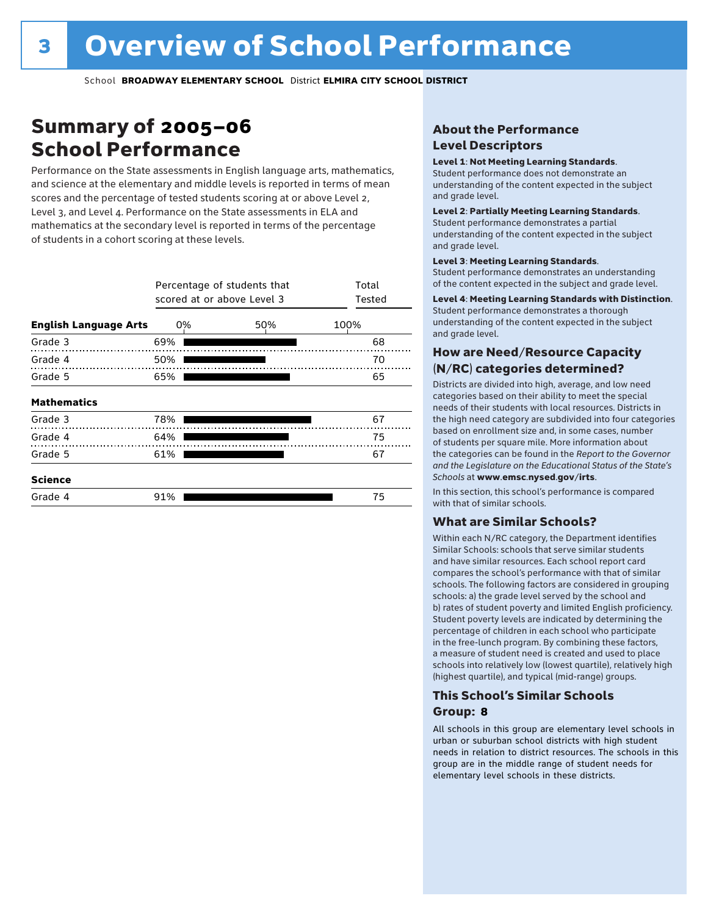# Overview of School Performance

School **BROADWAY ELEMENTARY SCHOOL** District **ELMIRA CITY SCHOOL DISTRICT**

## Summary of 2005–06 School Performance

Performance on the State assessments in English language arts, mathematics, and science at the elementary and middle levels is reported in terms of mean scores and the percentage of tested students scoring at or above Level 2, Level 3, and Level 4. Performance on the State assessments in ELA and mathematics at the secondary level is reported in terms of the percentage of students in a cohort scoring at these levels.

| | Percentage of students that scored at or above Level 3 | Total Tested |
|---|---|---|
| **English Language Arts** | | |
| Grade 3 | 69% | 68 |
| Grade 4 | 50% | 70 |
| Grade 5 | 65% | 65 |
| **Mathematics** | | |
| Grade 3 | 78% | 67 |
| Grade 4 | 64% | 75 |
| Grade 5 | 61% | 67 |
| **Science** | | |
| Grade 4 | 91% | 75 |

### About the Performance Level Descriptors

**Level 1**: **Not Meeting Learning Standards**. Student performance does not demonstrate an understanding of the content expected in the subject and grade level.

**Level 2**: **Partially Meeting Learning Standards**. Student performance demonstrates a partial understanding of the content expected in the subject and grade level.

**Level 3**: **Meeting Learning Standards**. Student performance demonstrates an understanding of the content expected in the subject and grade level.

**Level 4**: **Meeting Learning Standards with Distinction**. Student performance demonstrates a thorough understanding of the content expected in the subject and grade level.

### How are Need/Resource Capacity (N/RC) categories determined?

Districts are divided into high, average, and low need categories based on their ability to meet the special needs of their students with local resources. Districts in the high need category are subdivided into four categories based on enrollment size and, in some cases, number of students per square mile. More information about the categories can be found in the *Report to the Governor and the Legislature on the Educational Status of the State's Schools* at **www.emsc.nysed.gov/irts**.

In this section, this school's performance is compared with that of similar schools.

### What are Similar Schools?

Within each N/RC category, the Department identifies Similar Schools: schools that serve similar students and have similar resources. Each school report card compares the school's performance with that of similar schools. The following factors are considered in grouping schools: a) the grade level served by the school and b) rates of student poverty and limited English proficiency. Student poverty levels are indicated by determining the percentage of children in each school who participate in the free-lunch program. By combining these factors, a measure of student need is created and used to place schools into relatively low (lowest quartile), relatively high (highest quartile), and typical (mid-range) groups.

### This School's Similar Schools Group: 8

All schools in this group are elementary level schools in urban or suburban school districts with high student needs in relation to district resources. The schools in this group are in the middle range of student needs for elementary level schools in these districts.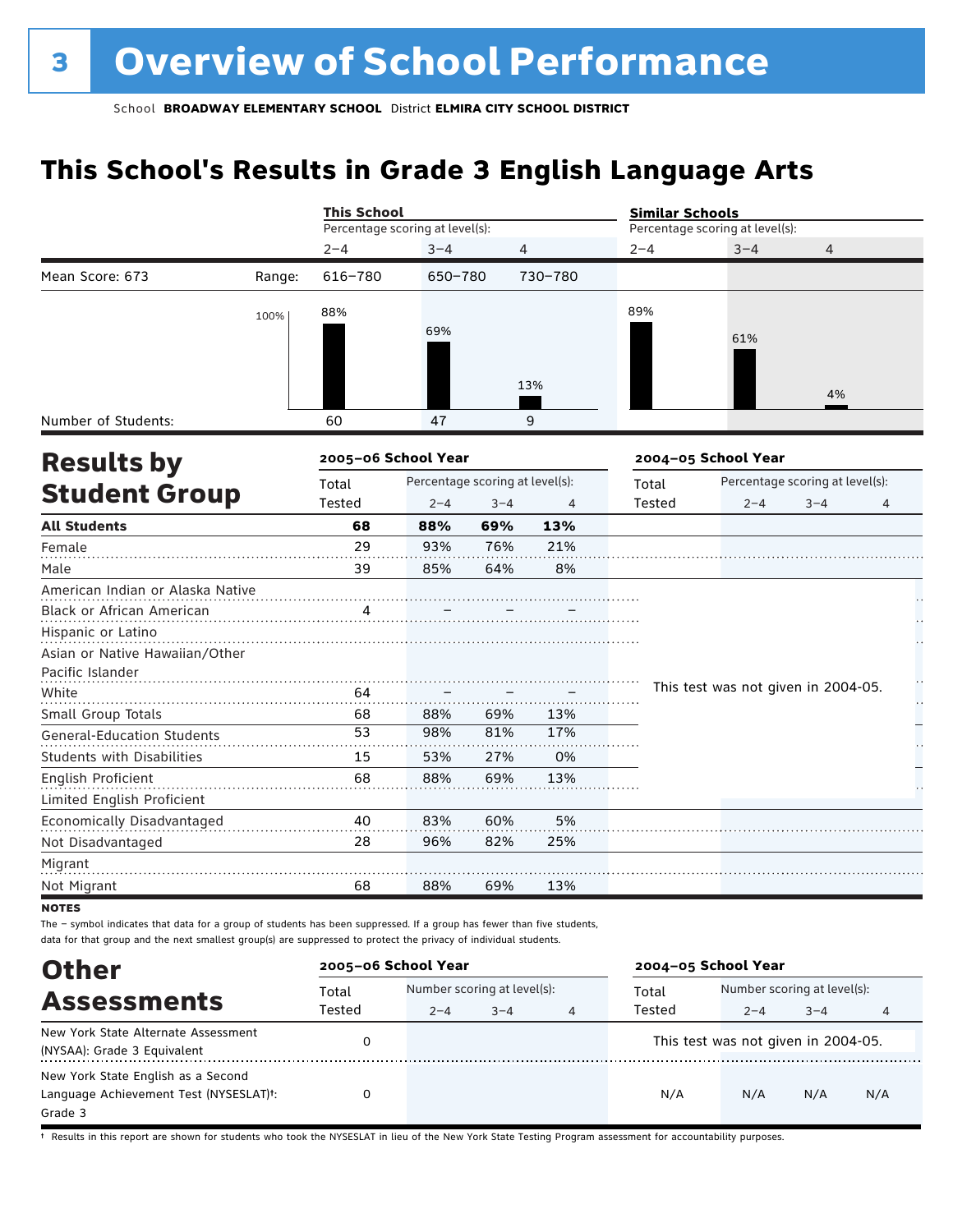# 3 Overview of School Performance

School **BROADWAY ELEMENTARY SCHOOL** District **ELMIRA CITY SCHOOL DISTRICT**

## This School's Results in Grade 3 English Language Arts

| | | This School | | | Similar Schools | | |
|---|---|---|---|---|---|---|---|
| | | Percentage scoring at level(s): | | | Percentage scoring at level(s): | | |
| | | 2–4 | 3–4 | 4 | 2–4 | 3–4 | 4 |
| Mean Score: 673 | Range: | 616–780 | 650–780 | 730–780 | | | |
| | | 88% | 69% | 13% | 89% | 61% | 4% |
| Number of Students: | | 60 | 47 | 9 | | | |

## Results by Student Group

| | 2005–06 School Year | | | | 2004–05 School Year | | | |
|---|---|---|---|---|---|---|---|---|
| | Total Tested | Percentage scoring at level(s): 2–4 | 3–4 | 4 | Total Tested | Percentage scoring at level(s): 2–4 | 3–4 | 4 |
| **All Students** | **68** | **88%** | **69%** | **13%** | | | | |
| Female | 29 | 93% | 76% | 21% | | | | |
| Male | 39 | 85% | 64% | 8% | | | | |
| American Indian or Alaska Native | | | | | This test was not given in 2004-05. | | | |
| Black or African American | 4 | – | – | – | | | | |
| Hispanic or Latino | | | | | | | | |
| Asian or Native Hawaiian/Other Pacific Islander | | | | | | | | |
| White | 64 | – | – | – | | | | |
| Small Group Totals | 68 | 88% | 69% | 13% | | | | |
| General-Education Students | 53 | 98% | 81% | 17% | | | | |
| Students with Disabilities | 15 | 53% | 27% | 0% | | | | |
| English Proficient | 68 | 88% | 69% | 13% | | | | |
| Limited English Proficient | | | | | | | | |
| Economically Disadvantaged | 40 | 83% | 60% | 5% | | | | |
| Not Disadvantaged | 28 | 96% | 82% | 25% | | | | |
| Migrant | | | | | | | | |
| Not Migrant | 68 | 88% | 69% | 13% | | | | |

**NOTES**

The – symbol indicates that data for a group of students has been suppressed. If a group has fewer than five students, data for that group and the next smallest group(s) are suppressed to protect the privacy of individual students.

## Other Assessments

| | 2005–06 School Year | | | | 2004–05 School Year | | | |
|---|---|---|---|---|---|---|---|---|
| | Total Tested | Number scoring at level(s): 2–4 | 3–4 | 4 | Total Tested | Number scoring at level(s): 2–4 | 3–4 | 4 |
| New York State Alternate Assessment (NYSAA): Grade 3 Equivalent | 0 | | | | This test was not given in 2004-05. | | | |
| New York State English as a Second Language Achievement Test (NYSESLAT)†: Grade 3 | 0 | | | | N/A | N/A | N/A | N/A |

† Results in this report are shown for students who took the NYSESLAT in lieu of the New York State Testing Program assessment for accountability purposes.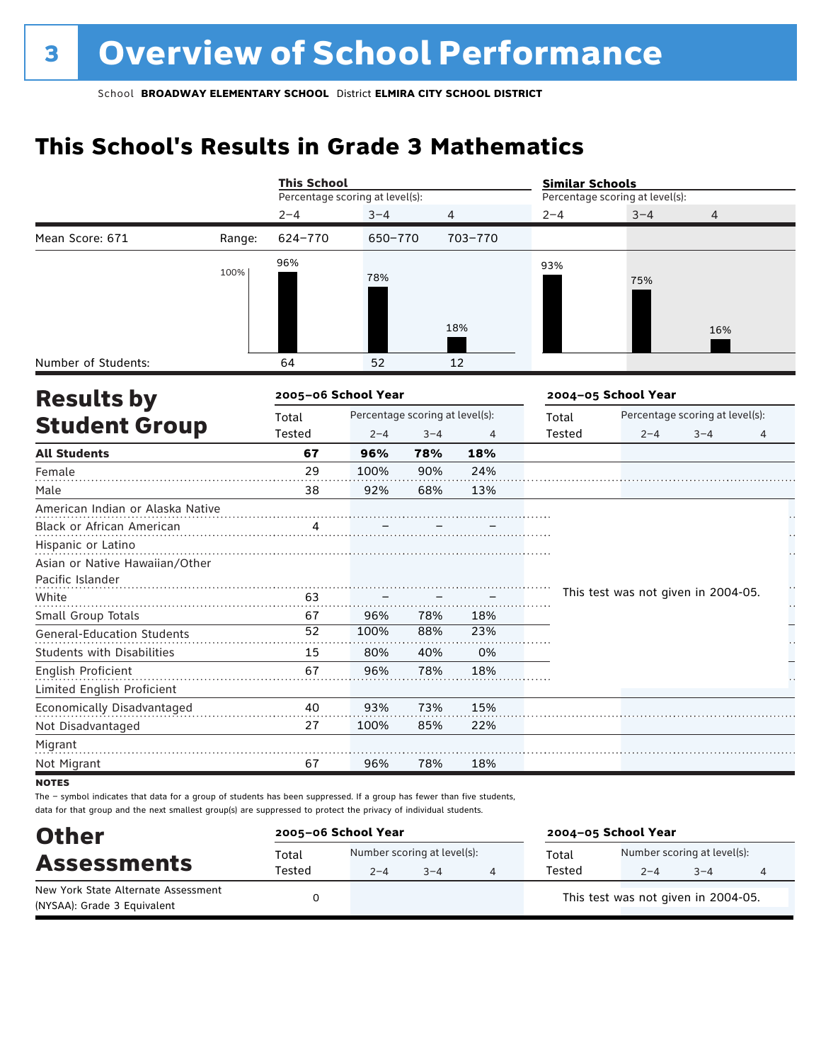# 3 Overview of School Performance

School **BROADWAY ELEMENTARY SCHOOL** District **ELMIRA CITY SCHOOL DISTRICT**

## This School's Results in Grade 3 Mathematics

| | | This School | | | Similar Schools | | |
|---|---|---|---|---|---|---|---|
| | | Percentage scoring at level(s): | | | Percentage scoring at level(s): | | |
| | | 2–4 | 3–4 | 4 | 2–4 | 3–4 | 4 |
| Mean Score: 671 | Range: | 624–770 | 650–770 | 703–770 | | | |
| | | 96% | 78% | 18% | 93% | 75% | 16% |
| Number of Students: | | 64 | 52 | 12 | | | |

## Results by Student Group

| | 2005–06 School Year | | | | 2004–05 School Year | | | |
|---|---|---|---|---|---|---|---|---|
| | Total Tested | Percentage scoring at level(s): 2–4 | 3–4 | 4 | Total Tested | Percentage scoring at level(s): 2–4 | 3–4 | 4 |
| **All Students** | **67** | **96%** | **78%** | **18%** | | | | |
| Female | 29 | 100% | 90% | 24% | | | | |
| Male | 38 | 92% | 68% | 13% | | | | |
| American Indian or Alaska Native | | | | | This test was not given in 2004-05. | | | |
| Black or African American | 4 | – | – | – | | | | |
| Hispanic or Latino | | | | | | | | |
| Asian or Native Hawaiian/Other Pacific Islander | | | | | | | | |
| White | 63 | – | – | – | | | | |
| Small Group Totals | 67 | 96% | 78% | 18% | | | | |
| General-Education Students | 52 | 100% | 88% | 23% | | | | |
| Students with Disabilities | 15 | 80% | 40% | 0% | | | | |
| English Proficient | 67 | 96% | 78% | 18% | | | | |
| Limited English Proficient | | | | | | | | |
| Economically Disadvantaged | 40 | 93% | 73% | 15% | | | | |
| Not Disadvantaged | 27 | 100% | 85% | 22% | | | | |
| Migrant | | | | | | | | |
| Not Migrant | 67 | 96% | 78% | 18% | | | | |

**NOTES**

The – symbol indicates that data for a group of students has been suppressed. If a group has fewer than five students, data for that group and the next smallest group(s) are suppressed to protect the privacy of individual students.

## Other Assessments

| | 2005–06 School Year | | | | 2004–05 School Year | | | |
|---|---|---|---|---|---|---|---|---|
| | Total Tested | Number scoring at level(s): 2–4 | 3–4 | 4 | Total Tested | Number scoring at level(s): 2–4 | 3–4 | 4 |
| New York State Alternate Assessment (NYSAA): Grade 3 Equivalent | 0 | | | | This test was not given in 2004-05. | | | |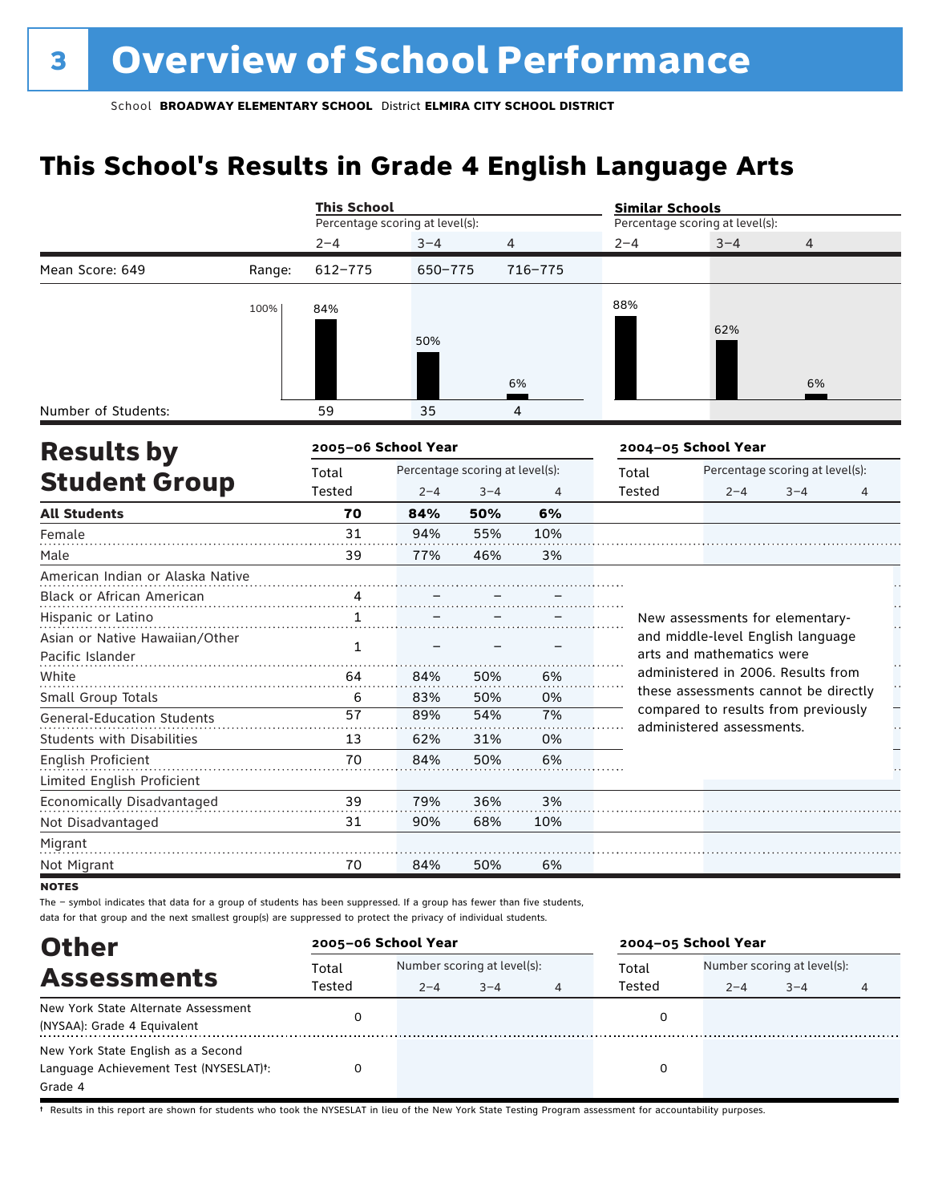# 3 Overview of School Performance

School **BROADWAY ELEMENTARY SCHOOL** District **ELMIRA CITY SCHOOL DISTRICT**

## This School's Results in Grade 4 English Language Arts

| | | This School | | | Similar Schools | | |
|---|---|---|---|---|---|---|---|
| | | Percentage scoring at level(s): | | | Percentage scoring at level(s): | | |
| | | 2–4 | 3–4 | 4 | 2–4 | 3–4 | 4 |
| Mean Score: 649 | Range: | 612–775 | 650–775 | 716–775 | | | |
| | | 84% | 50% | 6% | 88% | 62% | 6% |
| Number of Students: | | 59 | 35 | 4 | | | |

## Results by Student Group

| | 2005–06 School Year | | | | 2004–05 School Year | | | |
|---|---|---|---|---|---|---|---|---|
| | Total Tested | Percentage scoring at level(s): 2–4 | 3–4 | 4 | Total Tested | Percentage scoring at level(s): 2–4 | 3–4 | 4 |
| **All Students** | **70** | **84%** | **50%** | **6%** | | | | |
| Female | 31 | 94% | 55% | 10% | | | | |
| Male | 39 | 77% | 46% | 3% | | | | |
| American Indian or Alaska Native | | | | | | | | |
| Black or African American | 4 | – | – | – | | | | |
| Hispanic or Latino | 1 | – | – | – | | | | |
| Asian or Native Hawaiian/Other Pacific Islander | 1 | – | – | – | | | | |
| White | 64 | 84% | 50% | 6% | | | | |
| Small Group Totals | 6 | 83% | 50% | 0% | | | | |
| General-Education Students | 57 | 89% | 54% | 7% | | | | |
| Students with Disabilities | 13 | 62% | 31% | 0% | | | | |
| English Proficient | 70 | 84% | 50% | 6% | | | | |
| Limited English Proficient | | | | | | | | |
| Economically Disadvantaged | 39 | 79% | 36% | 3% | | | | |
| Not Disadvantaged | 31 | 90% | 68% | 10% | | | | |
| Migrant | | | | | | | | |
| Not Migrant | 70 | 84% | 50% | 6% | | | | |

New assessments for elementary- and middle-level English language arts and mathematics were administered in 2006. Results from these assessments cannot be directly compared to results from previously administered assessments.

**NOTES**

The – symbol indicates that data for a group of students has been suppressed. If a group has fewer than five students, data for that group and the next smallest group(s) are suppressed to protect the privacy of individual students.

## Other Assessments

| | 2005–06 School Year | | | | 2004–05 School Year | | | |
|---|---|---|---|---|---|---|---|---|
| | Total Tested | Number scoring at level(s): 2–4 | 3–4 | 4 | Total Tested | Number scoring at level(s): 2–4 | 3–4 | 4 |
| New York State Alternate Assessment (NYSAA): Grade 4 Equivalent | 0 | | | | 0 | | | |
| New York State English as a Second Language Achievement Test (NYSESLAT)†: Grade 4 | 0 | | | | 0 | | | |

† Results in this report are shown for students who took the NYSESLAT in lieu of the New York State Testing Program assessment for accountability purposes.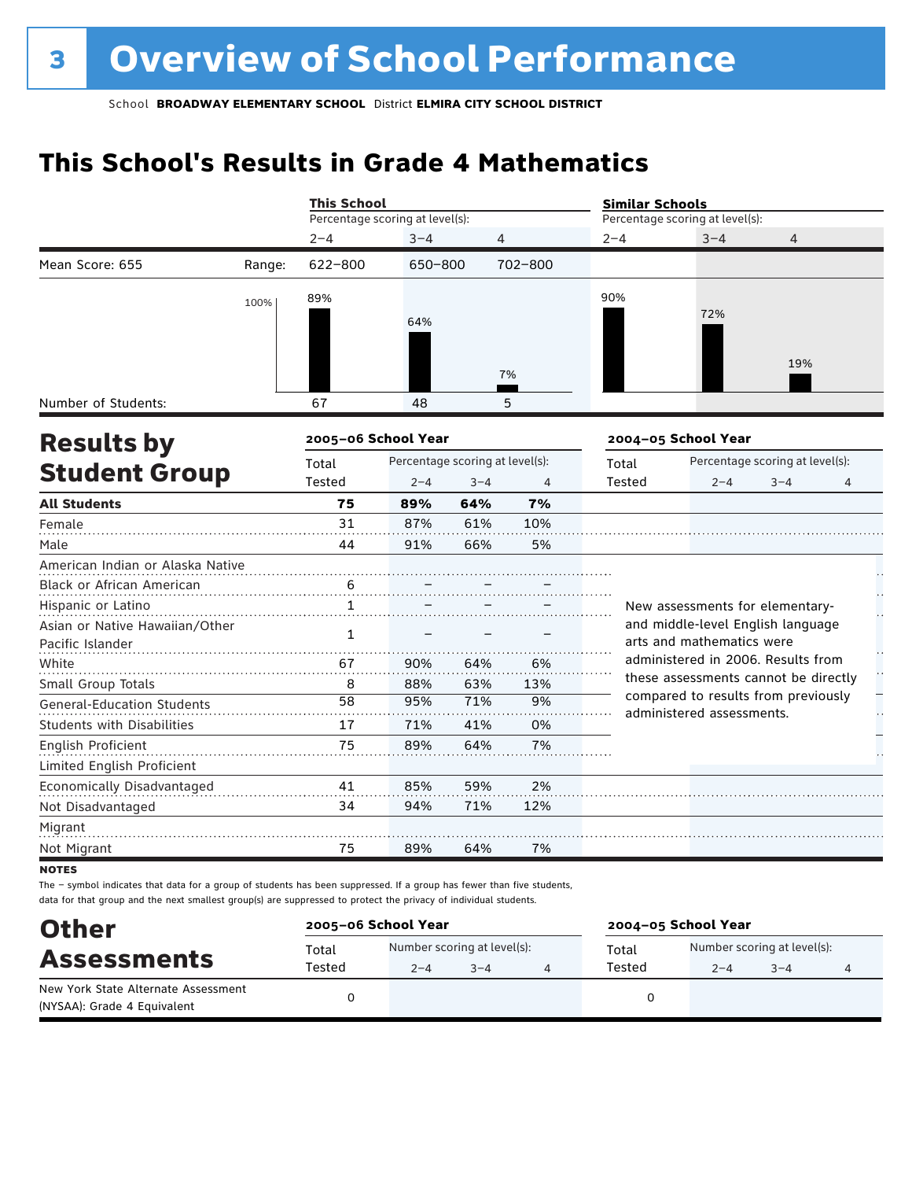# 3 Overview of School Performance

School **BROADWAY ELEMENTARY SCHOOL** District **ELMIRA CITY SCHOOL DISTRICT**

## This School's Results in Grade 4 Mathematics

| | | This School | | | Similar Schools | | |
|---|---|---|---|---|---|---|---|
| | | Percentage scoring at level(s): | | | Percentage scoring at level(s): | | |
| | | 2–4 | 3–4 | 4 | 2–4 | 3–4 | 4 |
| Mean Score: 655 | Range: | 622–800 | 650–800 | 702–800 | | | |
| | | 89% | 64% | 7% | 90% | 72% | 19% |
| Number of Students: | | 67 | 48 | 5 | | | |

## Results by Student Group

| | 2005–06 School Year | | | | 2004–05 School Year | | | |
|---|---|---|---|---|---|---|---|---|
| | Total Tested | Percentage scoring at level(s): 2–4 | 3–4 | 4 | Total Tested | Percentage scoring at level(s): 2–4 | 3–4 | 4 |
| **All Students** | **75** | **89%** | **64%** | **7%** | | | | |
| Female | 31 | 87% | 61% | 10% | | | | |
| Male | 44 | 91% | 66% | 5% | | | | |
| American Indian or Alaska Native | | | | | | | | |
| Black or African American | 6 | – | – | – | | | | |
| Hispanic or Latino | 1 | – | – | – | | | | |
| Asian or Native Hawaiian/Other Pacific Islander | 1 | – | – | – | | | | |
| White | 67 | 90% | 64% | 6% | | | | |
| Small Group Totals | 8 | 88% | 63% | 13% | | | | |
| General-Education Students | 58 | 95% | 71% | 9% | | | | |
| Students with Disabilities | 17 | 71% | 41% | 0% | | | | |
| English Proficient | 75 | 89% | 64% | 7% | | | | |
| Limited English Proficient | | | | | | | | |
| Economically Disadvantaged | 41 | 85% | 59% | 2% | | | | |
| Not Disadvantaged | 34 | 94% | 71% | 12% | | | | |
| Migrant | | | | | | | | |
| Not Migrant | 75 | 89% | 64% | 7% | | | | |

New assessments for elementary- and middle-level English language arts and mathematics were administered in 2006. Results from these assessments cannot be directly compared to results from previously administered assessments.

**NOTES**

The – symbol indicates that data for a group of students has been suppressed. If a group has fewer than five students, data for that group and the next smallest group(s) are suppressed to protect the privacy of individual students.

## Other Assessments

| | 2005–06 School Year | | | | 2004–05 School Year | | | |
|---|---|---|---|---|---|---|---|---|
| | Total Tested | Number scoring at level(s): 2–4 | 3–4 | 4 | Total Tested | Number scoring at level(s): 2–4 | 3–4 | 4 |
| New York State Alternate Assessment (NYSAA): Grade 4 Equivalent | 0 | | | | 0 | | | |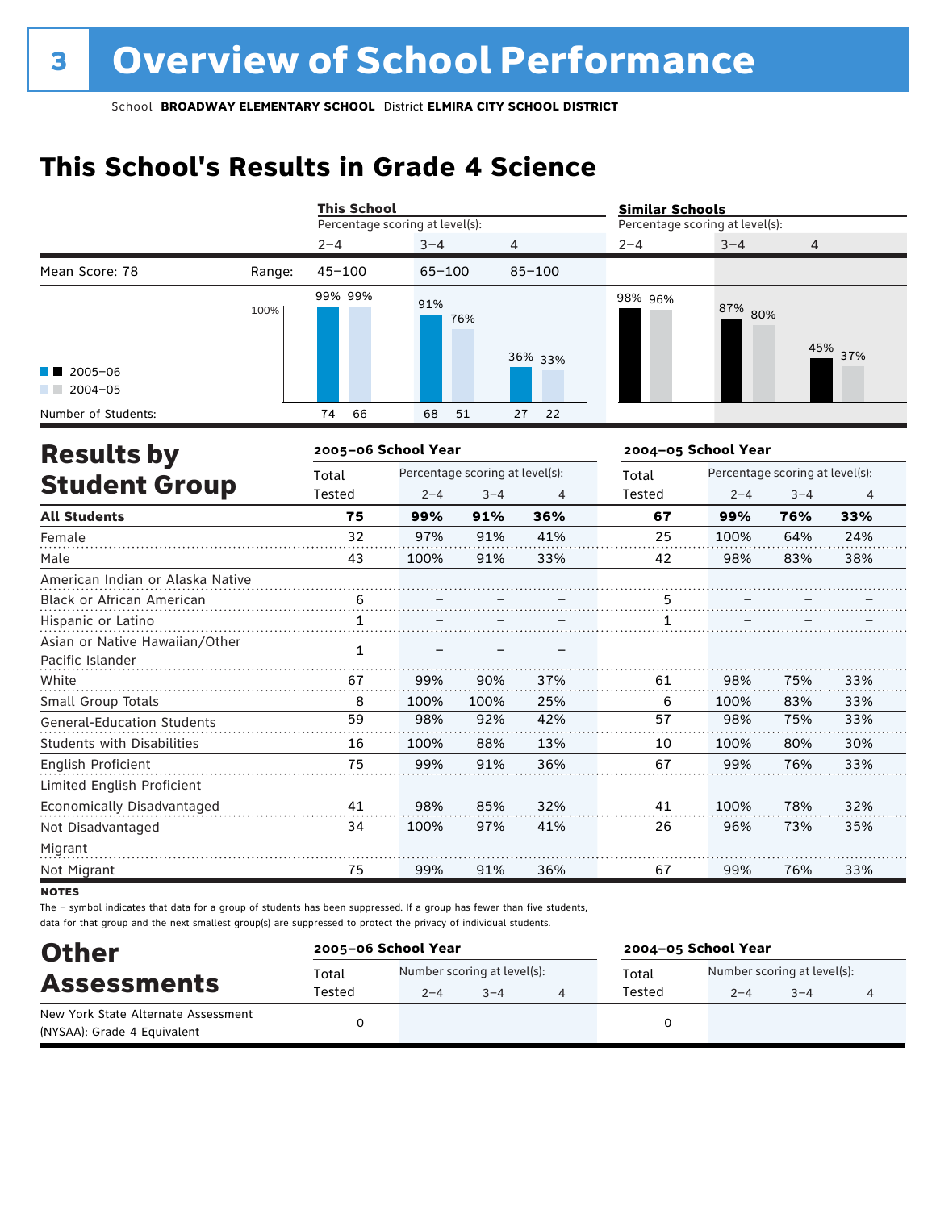# 3 Overview of School Performance

School **BROADWAY ELEMENTARY SCHOOL** District **ELMIRA CITY SCHOOL DISTRICT**

## This School's Results in Grade 4 Science

| | | This School | | | Similar Schools | | |
|---|---|---|---|---|---|---|---|
| | | Percentage scoring at level(s): | | | Percentage scoring at level(s): | | |
| | | 2–4 | 3–4 | 4 | 2–4 | 3–4 | 4 |
| Mean Score: 78 | Range: | 45–100 | 65–100 | 85–100 | | | |
| 2005–06 | | 99% | 91% | 36% | 98% | 87% | 45% |
| 2004–05 | | 99% | 76% | 33% | 96% | 80% | 37% |
| Number of Students: 2005–06 | | 74 | 68 | 27 | | | |
| Number of Students: 2004–05 | | 66 | 51 | 22 | | | |

## Results by Student Group

| | 2005–06 School Year | | | | 2004–05 School Year | | | |
|---|---|---|---|---|---|---|---|---|
| | Total Tested | Percentage scoring at level(s): 2–4 | 3–4 | 4 | Total Tested | Percentage scoring at level(s): 2–4 | 3–4 | 4 |
| **All Students** | **75** | **99%** | **91%** | **36%** | **67** | **99%** | **76%** | **33%** |
| Female | 32 | 97% | 91% | 41% | 25 | 100% | 64% | 24% |
| Male | 43 | 100% | 91% | 33% | 42 | 98% | 83% | 38% |
| American Indian or Alaska Native | | | | | | | | |
| Black or African American | 6 | – | – | – | 5 | – | – | – |
| Hispanic or Latino | 1 | – | – | – | 1 | – | – | – |
| Asian or Native Hawaiian/Other Pacific Islander | 1 | – | – | – | | | | |
| White | 67 | 99% | 90% | 37% | 61 | 98% | 75% | 33% |
| Small Group Totals | 8 | 100% | 100% | 25% | 6 | 100% | 83% | 33% |
| General-Education Students | 59 | 98% | 92% | 42% | 57 | 98% | 75% | 33% |
| Students with Disabilities | 16 | 100% | 88% | 13% | 10 | 100% | 80% | 30% |
| English Proficient | 75 | 99% | 91% | 36% | 67 | 99% | 76% | 33% |
| Limited English Proficient | | | | | | | | |
| Economically Disadvantaged | 41 | 98% | 85% | 32% | 41 | 100% | 78% | 32% |
| Not Disadvantaged | 34 | 100% | 97% | 41% | 26 | 96% | 73% | 35% |
| Migrant | | | | | | | | |
| Not Migrant | 75 | 99% | 91% | 36% | 67 | 99% | 76% | 33% |

**NOTES**

The – symbol indicates that data for a group of students has been suppressed. If a group has fewer than five students, data for that group and the next smallest group(s) are suppressed to protect the privacy of individual students.

## Other Assessments

| | 2005–06 School Year | | | | 2004–05 School Year | | | |
|---|---|---|---|---|---|---|---|---|
| | Total Tested | Number scoring at level(s): 2–4 | 3–4 | 4 | Total Tested | Number scoring at level(s): 2–4 | 3–4 | 4 |
| New York State Alternate Assessment (NYSAA): Grade 4 Equivalent | 0 | | | | 0 | | | |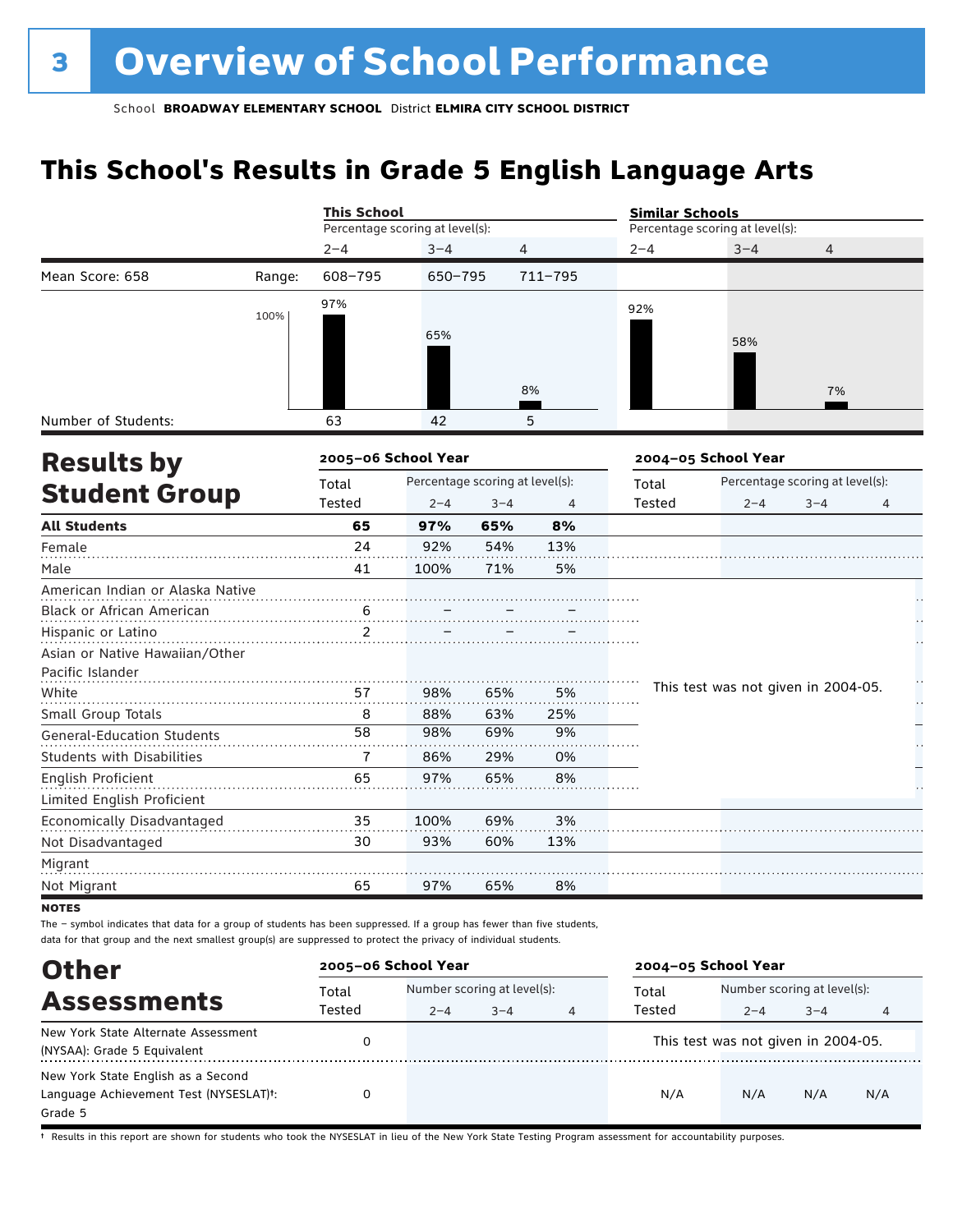# 3 Overview of School Performance

School **BROADWAY ELEMENTARY SCHOOL** District **ELMIRA CITY SCHOOL DISTRICT**

## This School's Results in Grade 5 English Language Arts

| | | This School | | | Similar Schools | | |
|---|---|---|---|---|---|---|---|
| | | Percentage scoring at level(s): | | | Percentage scoring at level(s): | | |
| | | 2–4 | 3–4 | 4 | 2–4 | 3–4 | 4 |
| Mean Score: 658 | Range: | 608–795 | 650–795 | 711–795 | | | |
| | | 97% | 65% | 8% | 92% | 58% | 7% |
| Number of Students: | | 63 | 42 | 5 | | | |

## Results by Student Group

| | 2005–06 School Year | | | | 2004–05 School Year | | | |
|---|---|---|---|---|---|---|---|---|
| | Total Tested | Percentage scoring at level(s): 2–4 | 3–4 | 4 | Total Tested | Percentage scoring at level(s): 2–4 | 3–4 | 4 |
| **All Students** | **65** | **97%** | **65%** | **8%** | | | | |
| Female | 24 | 92% | 54% | 13% | | | | |
| Male | 41 | 100% | 71% | 5% | | | | |
| American Indian or Alaska Native | | | | | This test was not given in 2004-05. | | | |
| Black or African American | 6 | – | – | – | | | | |
| Hispanic or Latino | 2 | – | – | – | | | | |
| Asian or Native Hawaiian/Other Pacific Islander | | | | | | | | |
| White | 57 | 98% | 65% | 5% | | | | |
| Small Group Totals | 8 | 88% | 63% | 25% | | | | |
| General-Education Students | 58 | 98% | 69% | 9% | | | | |
| Students with Disabilities | 7 | 86% | 29% | 0% | | | | |
| English Proficient | 65 | 97% | 65% | 8% | | | | |
| Limited English Proficient | | | | | | | | |
| Economically Disadvantaged | 35 | 100% | 69% | 3% | | | | |
| Not Disadvantaged | 30 | 93% | 60% | 13% | | | | |
| Migrant | | | | | | | | |
| Not Migrant | 65 | 97% | 65% | 8% | | | | |

**NOTES**

The – symbol indicates that data for a group of students has been suppressed. If a group has fewer than five students, data for that group and the next smallest group(s) are suppressed to protect the privacy of individual students.

## Other Assessments

| | 2005–06 School Year | | | | 2004–05 School Year | | | |
|---|---|---|---|---|---|---|---|---|
| | Total Tested | Number scoring at level(s): 2–4 | 3–4 | 4 | Total Tested | Number scoring at level(s): 2–4 | 3–4 | 4 |
| New York State Alternate Assessment (NYSAA): Grade 5 Equivalent | 0 | | | | This test was not given in 2004-05. | | | |
| New York State English as a Second Language Achievement Test (NYSESLAT)†: Grade 5 | 0 | | | | N/A | N/A | N/A | N/A |

† Results in this report are shown for students who took the NYSESLAT in lieu of the New York State Testing Program assessment for accountability purposes.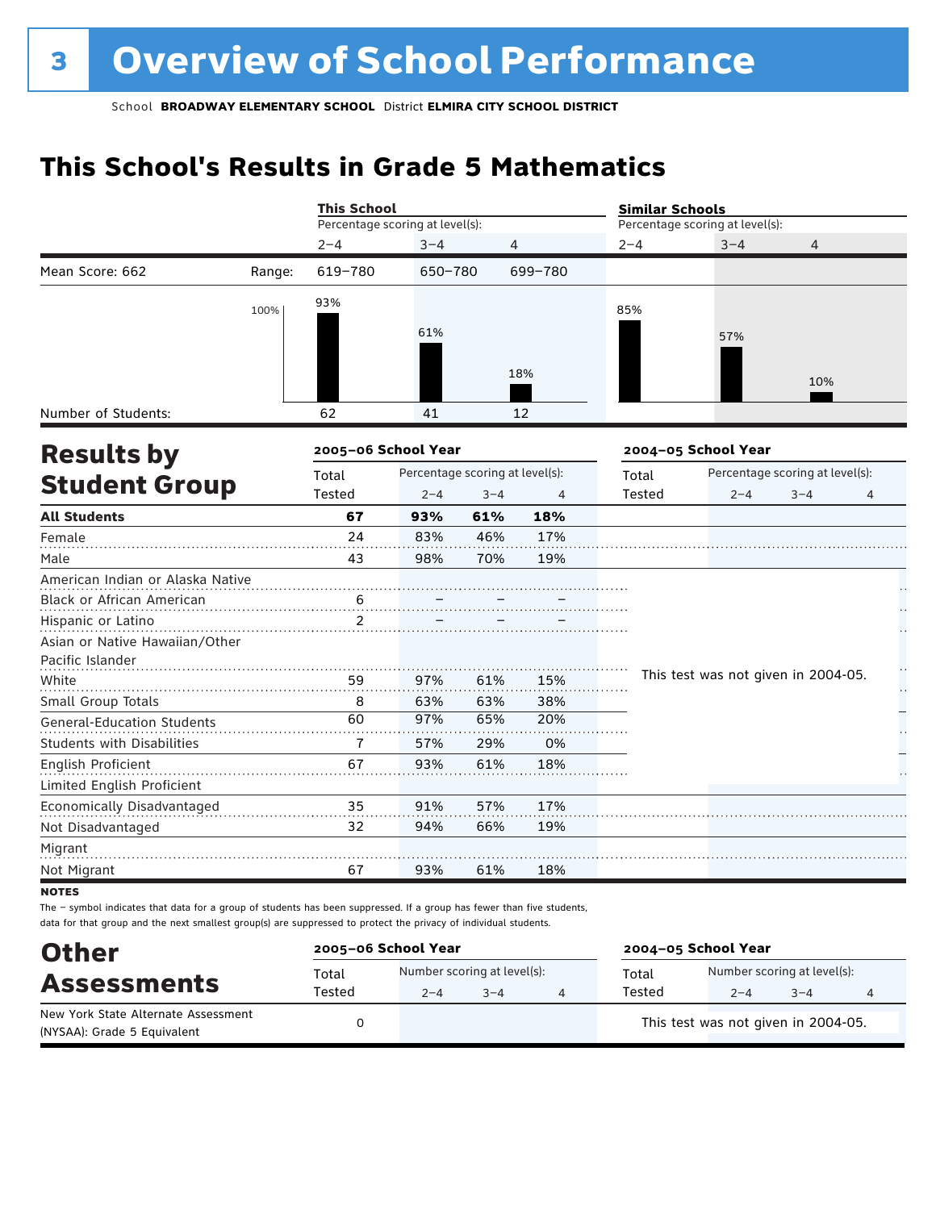# 3 Overview of School Performance

School **BROADWAY ELEMENTARY SCHOOL** District **ELMIRA CITY SCHOOL DISTRICT**

## This School's Results in Grade 5 Mathematics

| | | This School | | | Similar Schools | | |
|---|---|---|---|---|---|---|---|
| | | Percentage scoring at level(s): | | | Percentage scoring at level(s): | | |
| | | 2–4 | 3–4 | 4 | 2–4 | 3–4 | 4 |
| Mean Score: 662 | Range: | 619–780 | 650–780 | 699–780 | | | |
| | | 93% | 61% | 18% | 85% | 57% | 10% |
| Number of Students: | | 62 | 41 | 12 | | | |

## Results by Student Group

| | 2005–06 School Year | | | | 2004–05 School Year | | | |
|---|---|---|---|---|---|---|---|---|
| | Total Tested | Percentage scoring at level(s): 2–4 | 3–4 | 4 | Total Tested | Percentage scoring at level(s): 2–4 | 3–4 | 4 |
| **All Students** | **67** | **93%** | **61%** | **18%** | | | | |
| Female | 24 | 83% | 46% | 17% | | | | |
| Male | 43 | 98% | 70% | 19% | | | | |
| American Indian or Alaska Native | | | | | This test was not given in 2004-05. | | | |
| Black or African American | 6 | – | – | – | | | | |
| Hispanic or Latino | 2 | – | – | – | | | | |
| Asian or Native Hawaiian/Other Pacific Islander | | | | | | | | |
| White | 59 | 97% | 61% | 15% | | | | |
| Small Group Totals | 8 | 63% | 63% | 38% | | | | |
| General-Education Students | 60 | 97% | 65% | 20% | | | | |
| Students with Disabilities | 7 | 57% | 29% | 0% | | | | |
| English Proficient | 67 | 93% | 61% | 18% | | | | |
| Limited English Proficient | | | | | | | | |
| Economically Disadvantaged | 35 | 91% | 57% | 17% | | | | |
| Not Disadvantaged | 32 | 94% | 66% | 19% | | | | |
| Migrant | | | | | | | | |
| Not Migrant | 67 | 93% | 61% | 18% | | | | |

**NOTES**

The – symbol indicates that data for a group of students has been suppressed. If a group has fewer than five students, data for that group and the next smallest group(s) are suppressed to protect the privacy of individual students.

## Other Assessments

| | 2005–06 School Year | | | | 2004–05 School Year | | | |
|---|---|---|---|---|---|---|---|---|
| | Total Tested | Number scoring at level(s): 2–4 | 3–4 | 4 | Total Tested | Number scoring at level(s): 2–4 | 3–4 | 4 |
| New York State Alternate Assessment (NYSAA): Grade 5 Equivalent | 0 | | | | This test was not given in 2004-05. | | | |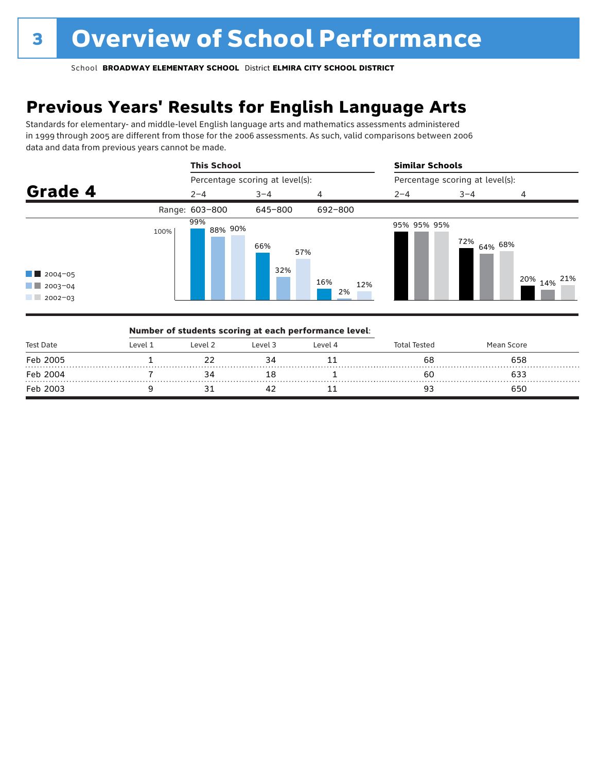# 3 Overview of School Performance

School **BROADWAY ELEMENTARY SCHOOL** District **ELMIRA CITY SCHOOL DISTRICT**

## Previous Years' Results for English Language Arts

Standards for elementary- and middle-level English language arts and mathematics assessments administered in 1999 through 2005 are different from those for the 2006 assessments. As such, valid comparisons between 2006 data and data from previous years cannot be made.

### Grade 4

| | This School | | | Similar Schools | | |
|---|---|---|---|---|---|---|
| | Percentage scoring at level(s): | | | Percentage scoring at level(s): | | |
| | 2–4 | 3–4 | 4 | 2–4 | 3–4 | 4 |
| Range: | 603–800 | 645–800 | 692–800 | | | |
| 2004–05 | 99% | 66% | 16% | 95% | 72% | 20% |
| 2003–04 | 88% | 32% | 2% | 95% | 64% | 14% |
| 2002–03 | 90% | 57% | 12% | 95% | 68% | 21% |

**Number of students scoring at each performance level:**

| Test Date | Level 1 | Level 2 | Level 3 | Level 4 | Total Tested | Mean Score |
|---|---|---|---|---|---|---|
| Feb 2005 | 1 | 22 | 34 | 11 | 68 | 658 |
| Feb 2004 | 7 | 34 | 18 | 1 | 60 | 633 |
| Feb 2003 | 9 | 31 | 42 | 11 | 93 | 650 |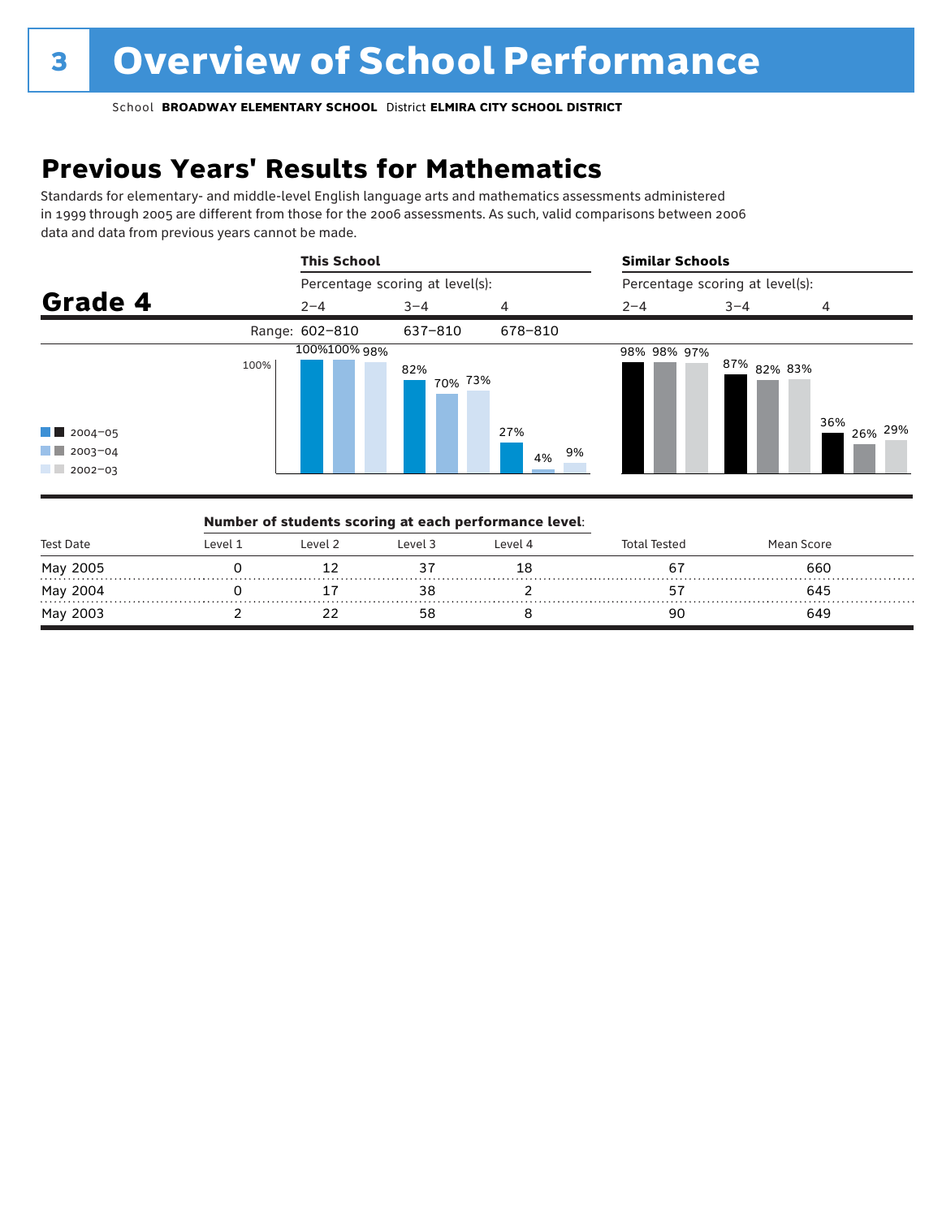# 3 Overview of School Performance

School **BROADWAY ELEMENTARY SCHOOL** District **ELMIRA CITY SCHOOL DISTRICT**

## Previous Years' Results for Mathematics

Standards for elementary- and middle-level English language arts and mathematics assessments administered in 1999 through 2005 are different from those for the 2006 assessments. As such, valid comparisons between 2006 data and data from previous years cannot be made.

### Grade 4

**This School**

Percentage scoring at level(s):

2–4 3–4 4

Range: 602–810 637–810 678–810

100%

100% 100% 98%

82% 70% 73%

27% 4% 9%

**Similar Schools**

Percentage scoring at level(s):

2–4 3–4 4

98% 98% 97%

87% 82% 83%

36% 26% 29%

2004–05
2003–04
2002–03

**Number of students scoring at each performance level:**

| Test Date | Level 1 | Level 2 | Level 3 | Level 4 | Total Tested | Mean Score |
|---|---|---|---|---|---|---|
| May 2005 | 0 | 12 | 37 | 18 | 67 | 660 |
| May 2004 | 0 | 17 | 38 | 2 | 57 | 645 |
| May 2003 | 2 | 22 | 58 | 8 | 90 | 649 |